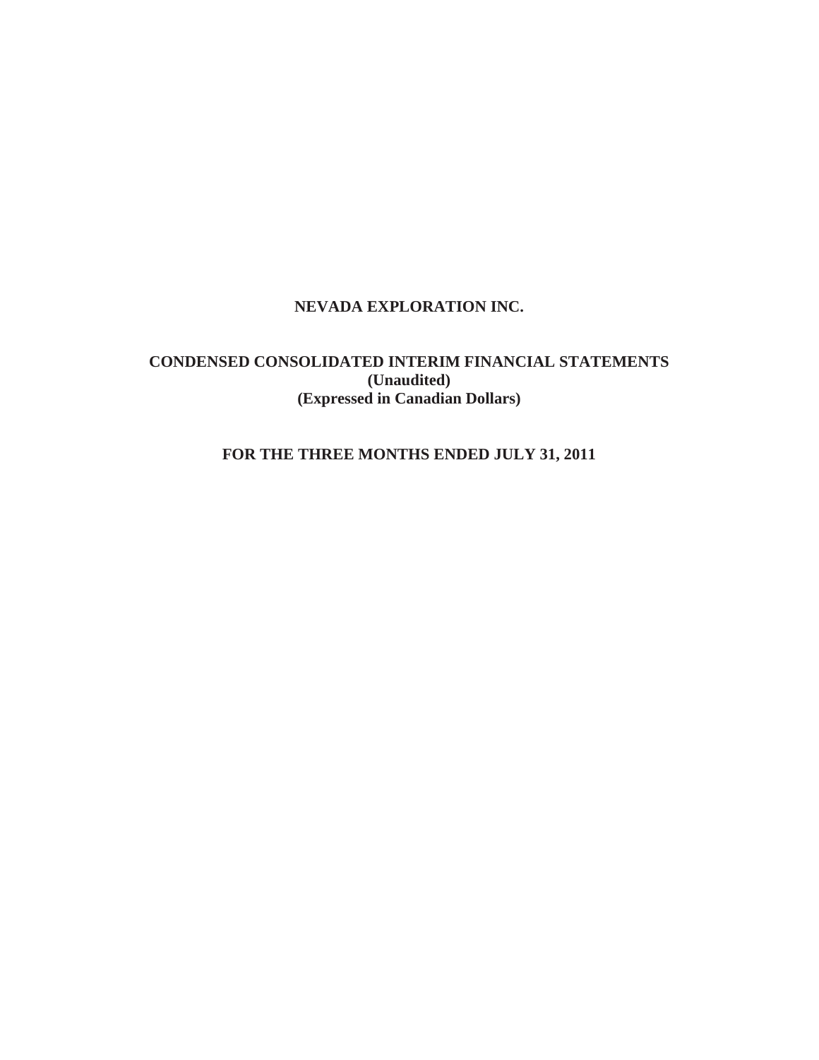# NEVADA EXPLORATION INC.

## CONDENSED CONSOLIDATED INTERIM FINANCIAL STATEMENTS
**(Unaudited)**
**(Expressed in Canadian Dollars)**

## FOR THE THREE MONTHS ENDED JULY 31, 2011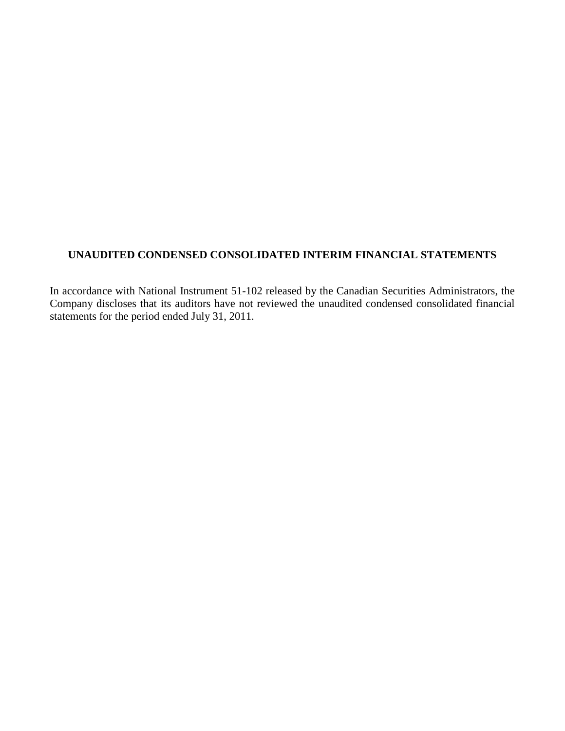**UNAUDITED CONDENSED CONSOLIDATED INTERIM FINANCIAL STATEMENTS**

In accordance with National Instrument 51-102 released by the Canadian Securities Administrators, the Company discloses that its auditors have not reviewed the unaudited condensed consolidated financial statements for the period ended July 31, 2011.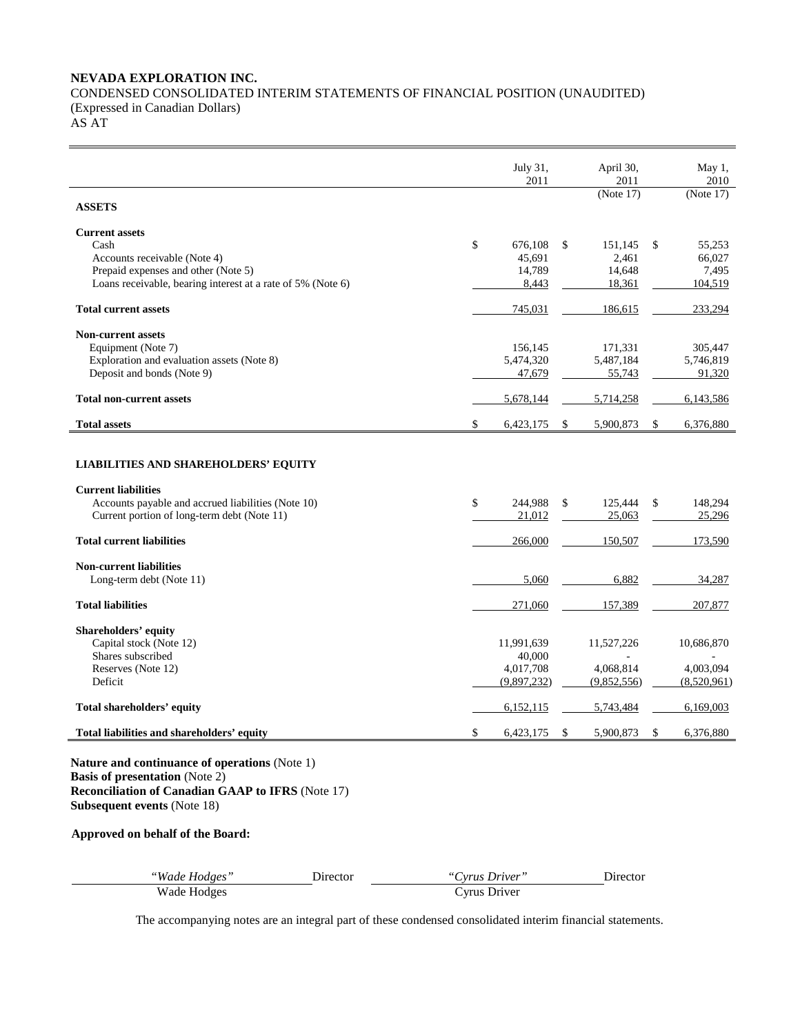**NEVADA EXPLORATION INC.**
CONDENSED CONSOLIDATED INTERIM STATEMENTS OF FINANCIAL POSITION (UNAUDITED)
(Expressed in Canadian Dollars)
AS AT

| | July 31, 2011 | April 30, 2011 (Note 17) | May 1, 2010 (Note 17) |
|---|---|---|---|
| **ASSETS** | | | |
| **Current assets** | | | |
| Cash | $ 676,108 | $ 151,145 | $ 55,253 |
| Accounts receivable (Note 4) | 45,691 | 2,461 | 66,027 |
| Prepaid expenses and other (Note 5) | 14,789 | 14,648 | 7,495 |
| Loans receivable, bearing interest at a rate of 5% (Note 6) | 8,443 | 18,361 | 104,519 |
| **Total current assets** | 745,031 | 186,615 | 233,294 |
| **Non-current assets** | | | |
| Equipment (Note 7) | 156,145 | 171,331 | 305,447 |
| Exploration and evaluation assets (Note 8) | 5,474,320 | 5,487,184 | 5,746,819 |
| Deposit and bonds (Note 9) | 47,679 | 55,743 | 91,320 |
| **Total non-current assets** | 5,678,144 | 5,714,258 | 6,143,586 |
| **Total assets** | $ 6,423,175 | $ 5,900,873 | $ 6,376,880 |
| **LIABILITIES AND SHAREHOLDERS' EQUITY** | | | |
| **Current liabilities** | | | |
| Accounts payable and accrued liabilities (Note 10) | $ 244,988 | $ 125,444 | $ 148,294 |
| Current portion of long-term debt (Note 11) | 21,012 | 25,063 | 25,296 |
| **Total current liabilities** | 266,000 | 150,507 | 173,590 |
| **Non-current liabilities** | | | |
| Long-term debt (Note 11) | 5,060 | 6,882 | 34,287 |
| **Total liabilities** | 271,060 | 157,389 | 207,877 |
| **Shareholders' equity** | | | |
| Capital stock (Note 12) | 11,991,639 | 11,527,226 | 10,686,870 |
| Shares subscribed | 40,000 | - | - |
| Reserves (Note 12) | 4,017,708 | 4,068,814 | 4,003,094 |
| Deficit | (9,897,232) | (9,852,556) | (8,520,961) |
| **Total shareholders' equity** | 6,152,115 | 5,743,484 | 6,169,003 |
| **Total liabilities and shareholders' equity** | $ 6,423,175 | $ 5,900,873 | $ 6,376,880 |

**Nature and continuance of operations** (Note 1)
**Basis of presentation** (Note 2)
**Reconciliation of Canadian GAAP to IFRS** (Note 17)
**Subsequent events** (Note 18)

**Approved on behalf of the Board:**

| *"Wade Hodges"* Director | *"Cyrus Driver"* Director |
|---|---|
| Wade Hodges | Cyrus Driver |

The accompanying notes are an integral part of these condensed consolidated interim financial statements.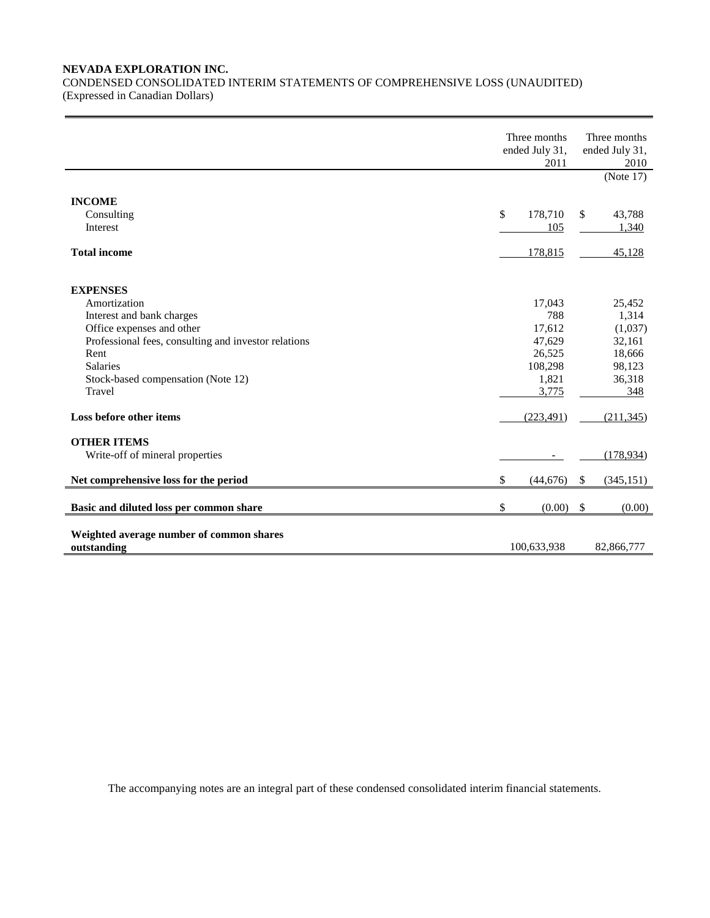**NEVADA EXPLORATION INC.**
CONDENSED CONSOLIDATED INTERIM STATEMENTS OF COMPREHENSIVE LOSS (UNAUDITED)
(Expressed in Canadian Dollars)

| | Three months ended July 31, 2011 | Three months ended July 31, 2010 |
|---|---|---|
| | | (Note 17) |
| **INCOME** | | |
| Consulting | $ 178,710 | $ 43,788 |
| Interest | 105 | 1,340 |
| **Total income** | 178,815 | 45,128 |
| **EXPENSES** | | |
| Amortization | 17,043 | 25,452 |
| Interest and bank charges | 788 | 1,314 |
| Office expenses and other | 17,612 | (1,037) |
| Professional fees, consulting and investor relations | 47,629 | 32,161 |
| Rent | 26,525 | 18,666 |
| Salaries | 108,298 | 98,123 |
| Stock-based compensation (Note 12) | 1,821 | 36,318 |
| Travel | 3,775 | 348 |
| **Loss before other items** | (223,491) | (211,345) |
| **OTHER ITEMS** | | |
| Write-off of mineral properties | - | (178,934) |
| **Net comprehensive loss for the period** | $ (44,676) | $ (345,151) |
| **Basic and diluted loss per common share** | $ (0.00) | $ (0.00) |
| **Weighted average number of common shares outstanding** | 100,633,938 | 82,866,777 |

The accompanying notes are an integral part of these condensed consolidated interim financial statements.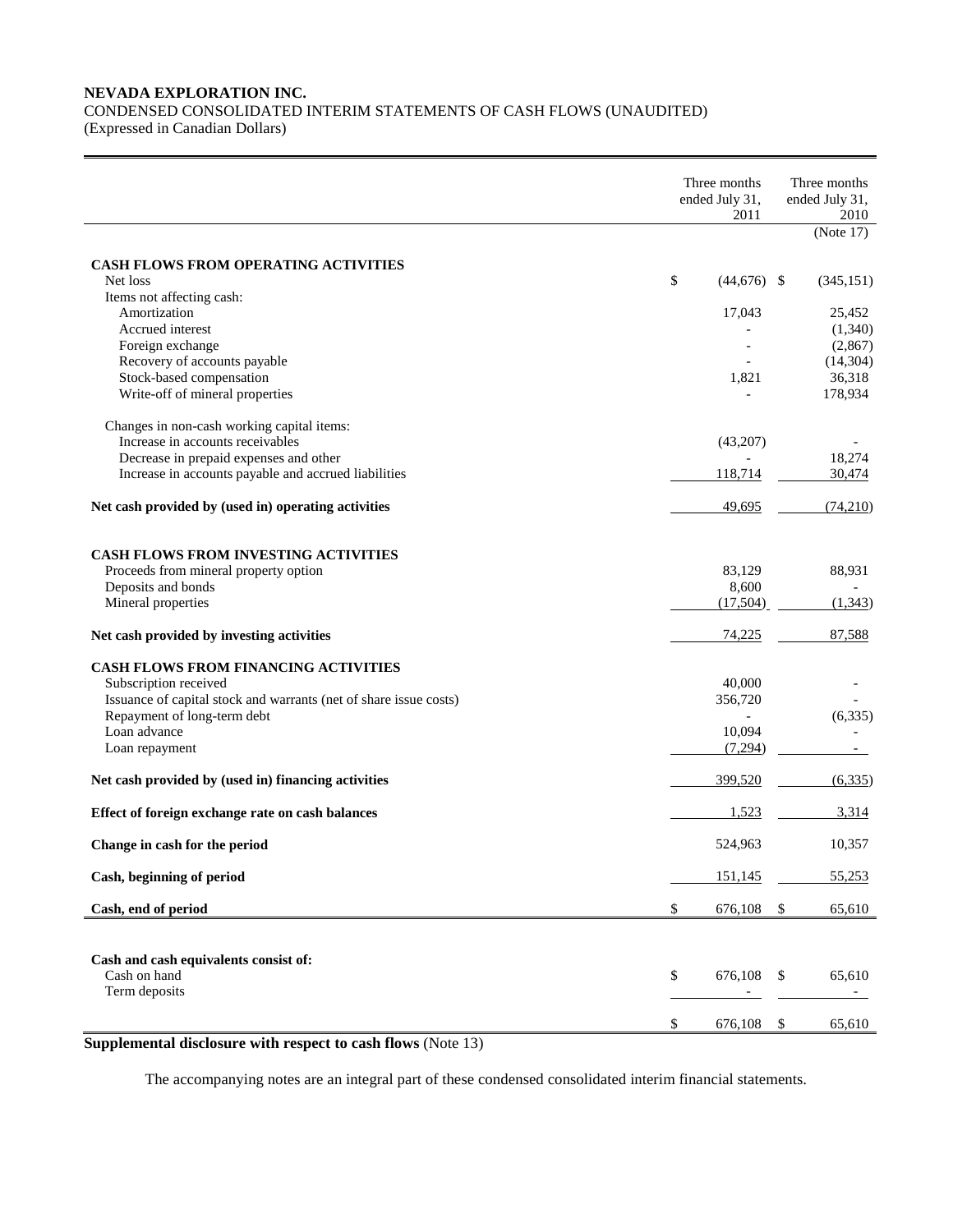**NEVADA EXPLORATION INC.**
CONDENSED CONSOLIDATED INTERIM STATEMENTS OF CASH FLOWS (UNAUDITED)
(Expressed in Canadian Dollars)

| | Three months ended July 31, 2011 | Three months ended July 31, 2010 |
|---|---|---|
| | | (Note 17) |
| **CASH FLOWS FROM OPERATING ACTIVITIES** | | |
| Net loss | $ (44,676) | $ (345,151) |
| Items not affecting cash: | | |
| Amortization | 17,043 | 25,452 |
| Accrued interest | - | (1,340) |
| Foreign exchange | - | (2,867) |
| Recovery of accounts payable | - | (14,304) |
| Stock-based compensation | 1,821 | 36,318 |
| Write-off of mineral properties | - | 178,934 |
| Changes in non-cash working capital items: | | |
| Increase in accounts receivables | (43,207) | - |
| Decrease in prepaid expenses and other | - | 18,274 |
| Increase in accounts payable and accrued liabilities | 118,714 | 30,474 |
| **Net cash provided by (used in) operating activities** | 49,695 | (74,210) |
| **CASH FLOWS FROM INVESTING ACTIVITIES** | | |
| Proceeds from mineral property option | 83,129 | 88,931 |
| Deposits and bonds | 8,600 | - |
| Mineral properties | (17,504) | (1,343) |
| **Net cash provided by investing activities** | 74,225 | 87,588 |
| **CASH FLOWS FROM FINANCING ACTIVITIES** | | |
| Subscription received | 40,000 | - |
| Issuance of capital stock and warrants (net of share issue costs) | 356,720 | - |
| Repayment of long-term debt | - | (6,335) |
| Loan advance | 10,094 | - |
| Loan repayment | (7,294) | - |
| **Net cash provided by (used in) financing activities** | 399,520 | (6,335) |
| **Effect of foreign exchange rate on cash balances** | 1,523 | 3,314 |
| **Change in cash for the period** | 524,963 | 10,357 |
| **Cash, beginning of period** | 151,145 | 55,253 |
| **Cash, end of period** | $ 676,108 | $ 65,610 |
| **Cash and cash equivalents consist of:** | | |
| Cash on hand | $ 676,108 | $ 65,610 |
| Term deposits | - | - |
| | $ 676,108 | $ 65,610 |

**Supplemental disclosure with respect to cash flows** (Note 13)

The accompanying notes are an integral part of these condensed consolidated interim financial statements.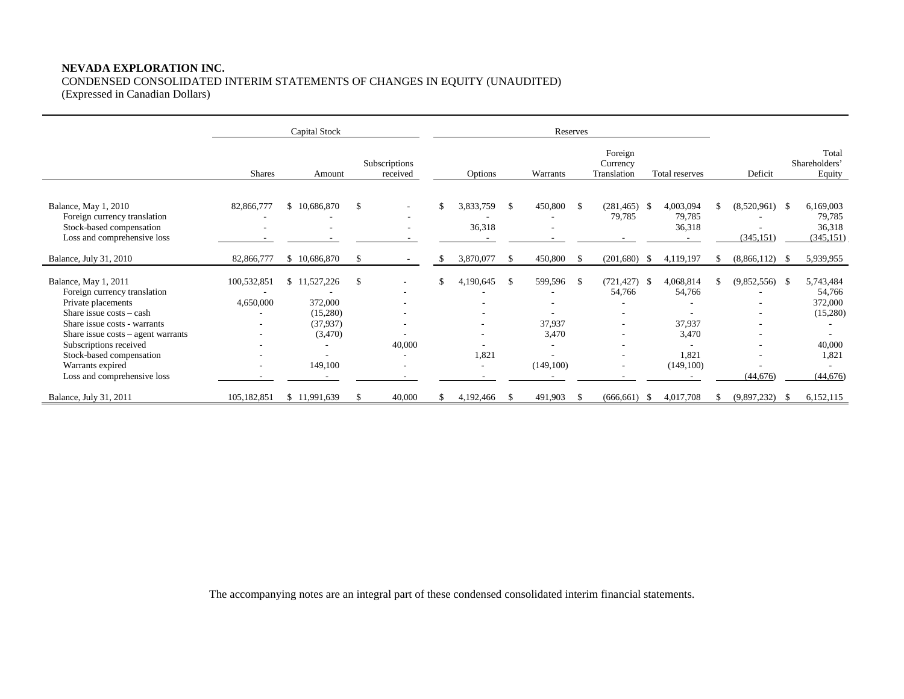**NEVADA EXPLORATION INC.**
CONDENSED CONSOLIDATED INTERIM STATEMENTS OF CHANGES IN EQUITY (UNAUDITED)
(Expressed in Canadian Dollars)

| | Capital Stock | | | Reserves | | | | | |
|---|---|---|---|---|---|---|---|---|---|
| | Shares | Amount | Subscriptions received | Options | Warrants | Foreign Currency Translation | Total reserves | Deficit | Total Shareholders' Equity |
| Balance, May 1, 2010 | 82,866,777 | $ 10,686,870 | $ - | $ 3,833,759 | $ 450,800 | $ (281,465) | $ 4,003,094 | $ (8,520,961) | $ 6,169,003 |
| Foreign currency translation | - | - | - | - | - | 79,785 | 79,785 | - | 79,785 |
| Stock-based compensation | - | - | - | 36,318 | - | | 36,318 | - | 36,318 |
| Loss and comprehensive loss | - | - | - | - | - | - | - | (345,151) | (345,151) |
| Balance, July 31, 2010 | 82,866,777 | $ 10,686,870 | $ - | $ 3,870,077 | $ 450,800 | $ (201,680) | $ 4,119,197 | $ (8,866,112) | $ 5,939,955 |
| Balance, May 1, 2011 | 100,532,851 | $ 11,527,226 | $ - | $ 4,190,645 | $ 599,596 | $ (721,427) | $ 4,068,814 | $ (9,852,556) | $ 5,743,484 |
| Foreign currency translation | - | - | - | - | - | 54,766 | 54,766 | - | 54,766 |
| Private placements | 4,650,000 | 372,000 | - | - | - | - | - | - | 372,000 |
| Share issue costs – cash | - | (15,280) | - | - | - | - | - | - | (15,280) |
| Share issue costs - warrants | - | (37,937) | - | - | 37,937 | - | 37,937 | - | - |
| Share issue costs – agent warrants | - | (3,470) | - | - | 3,470 | - | 3,470 | - | - |
| Subscriptions received | - | - | 40,000 | - | - | - | - | - | 40,000 |
| Stock-based compensation | - | - | - | 1,821 | - | - | 1,821 | - | 1,821 |
| Warrants expired | - | 149,100 | - | - | (149,100) | - | (149,100) | - | - |
| Loss and comprehensive loss | - | - | - | - | - | - | - | (44,676) | (44,676) |
| Balance, July 31, 2011 | 105,182,851 | $ 11,991,639 | $ 40,000 | $ 4,192,466 | $ 491,903 | $ (666,661) | $ 4,017,708 | $ (9,897,232) | $ 6,152,115 |

The accompanying notes are an integral part of these condensed consolidated interim financial statements.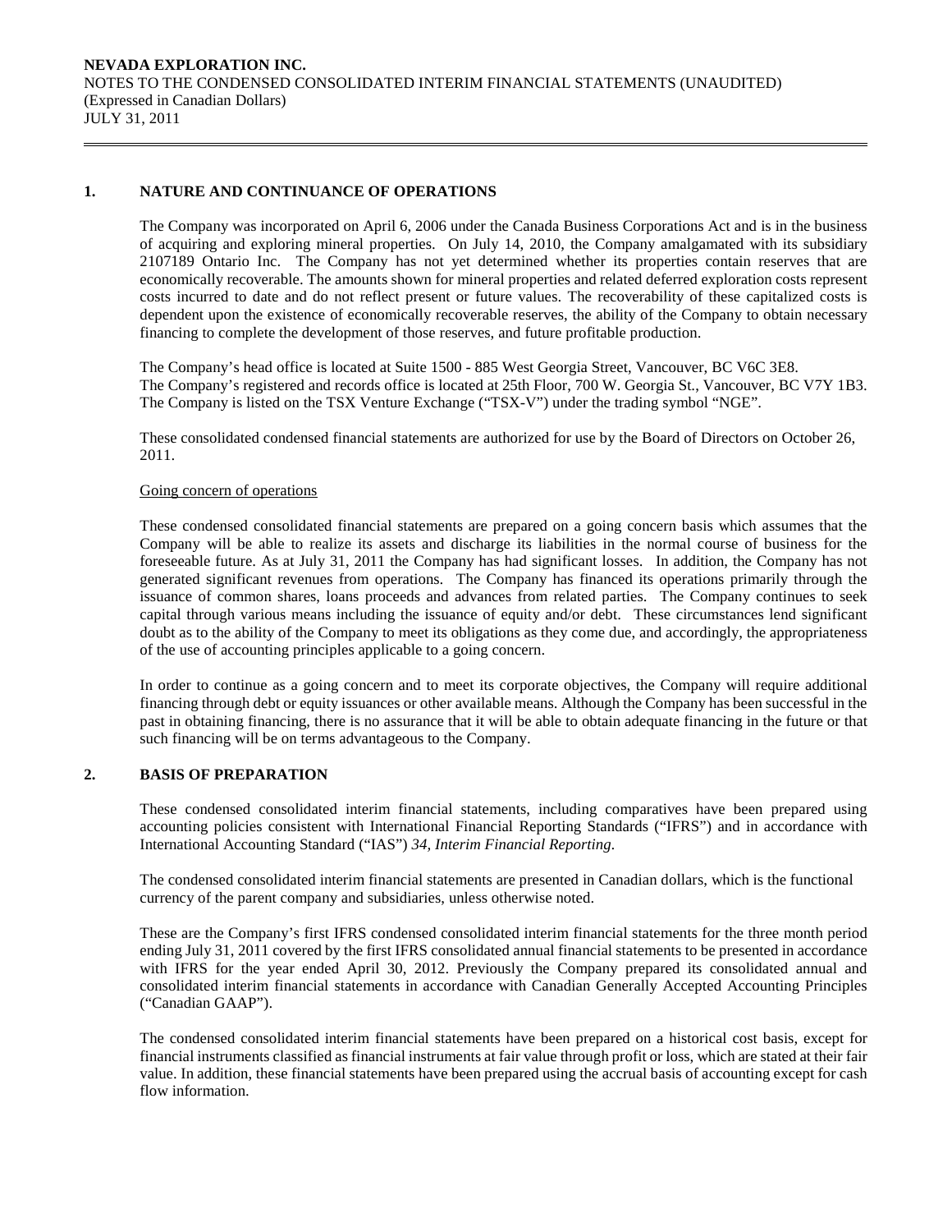**NEVADA EXPLORATION INC.**
NOTES TO THE CONDENSED CONSOLIDATED INTERIM FINANCIAL STATEMENTS (UNAUDITED)
(Expressed in Canadian Dollars)
JULY 31, 2011

## 1. NATURE AND CONTINUANCE OF OPERATIONS

The Company was incorporated on April 6, 2006 under the Canada Business Corporations Act and is in the business of acquiring and exploring mineral properties. On July 14, 2010, the Company amalgamated with its subsidiary 2107189 Ontario Inc. The Company has not yet determined whether its properties contain reserves that are economically recoverable. The amounts shown for mineral properties and related deferred exploration costs represent costs incurred to date and do not reflect present or future values. The recoverability of these capitalized costs is dependent upon the existence of economically recoverable reserves, the ability of the Company to obtain necessary financing to complete the development of those reserves, and future profitable production.

The Company's head office is located at Suite 1500 - 885 West Georgia Street, Vancouver, BC V6C 3E8.
The Company's registered and records office is located at 25th Floor, 700 W. Georgia St., Vancouver, BC V7Y 1B3.
The Company is listed on the TSX Venture Exchange ("TSX-V") under the trading symbol "NGE".

These consolidated condensed financial statements are authorized for use by the Board of Directors on October 26, 2011.

Going concern of operations

These condensed consolidated financial statements are prepared on a going concern basis which assumes that the Company will be able to realize its assets and discharge its liabilities in the normal course of business for the foreseeable future. As at July 31, 2011 the Company has had significant losses. In addition, the Company has not generated significant revenues from operations. The Company has financed its operations primarily through the issuance of common shares, loans proceeds and advances from related parties. The Company continues to seek capital through various means including the issuance of equity and/or debt. These circumstances lend significant doubt as to the ability of the Company to meet its obligations as they come due, and accordingly, the appropriateness of the use of accounting principles applicable to a going concern.

In order to continue as a going concern and to meet its corporate objectives, the Company will require additional financing through debt or equity issuances or other available means. Although the Company has been successful in the past in obtaining financing, there is no assurance that it will be able to obtain adequate financing in the future or that such financing will be on terms advantageous to the Company.

## 2. BASIS OF PREPARATION

These condensed consolidated interim financial statements, including comparatives have been prepared using accounting policies consistent with International Financial Reporting Standards ("IFRS") and in accordance with International Accounting Standard ("IAS") *34, Interim Financial Reporting*.

The condensed consolidated interim financial statements are presented in Canadian dollars, which is the functional currency of the parent company and subsidiaries, unless otherwise noted.

These are the Company's first IFRS condensed consolidated interim financial statements for the three month period ending July 31, 2011 covered by the first IFRS consolidated annual financial statements to be presented in accordance with IFRS for the year ended April 30, 2012. Previously the Company prepared its consolidated annual and consolidated interim financial statements in accordance with Canadian Generally Accepted Accounting Principles ("Canadian GAAP").

The condensed consolidated interim financial statements have been prepared on a historical cost basis, except for financial instruments classified as financial instruments at fair value through profit or loss, which are stated at their fair value. In addition, these financial statements have been prepared using the accrual basis of accounting except for cash flow information.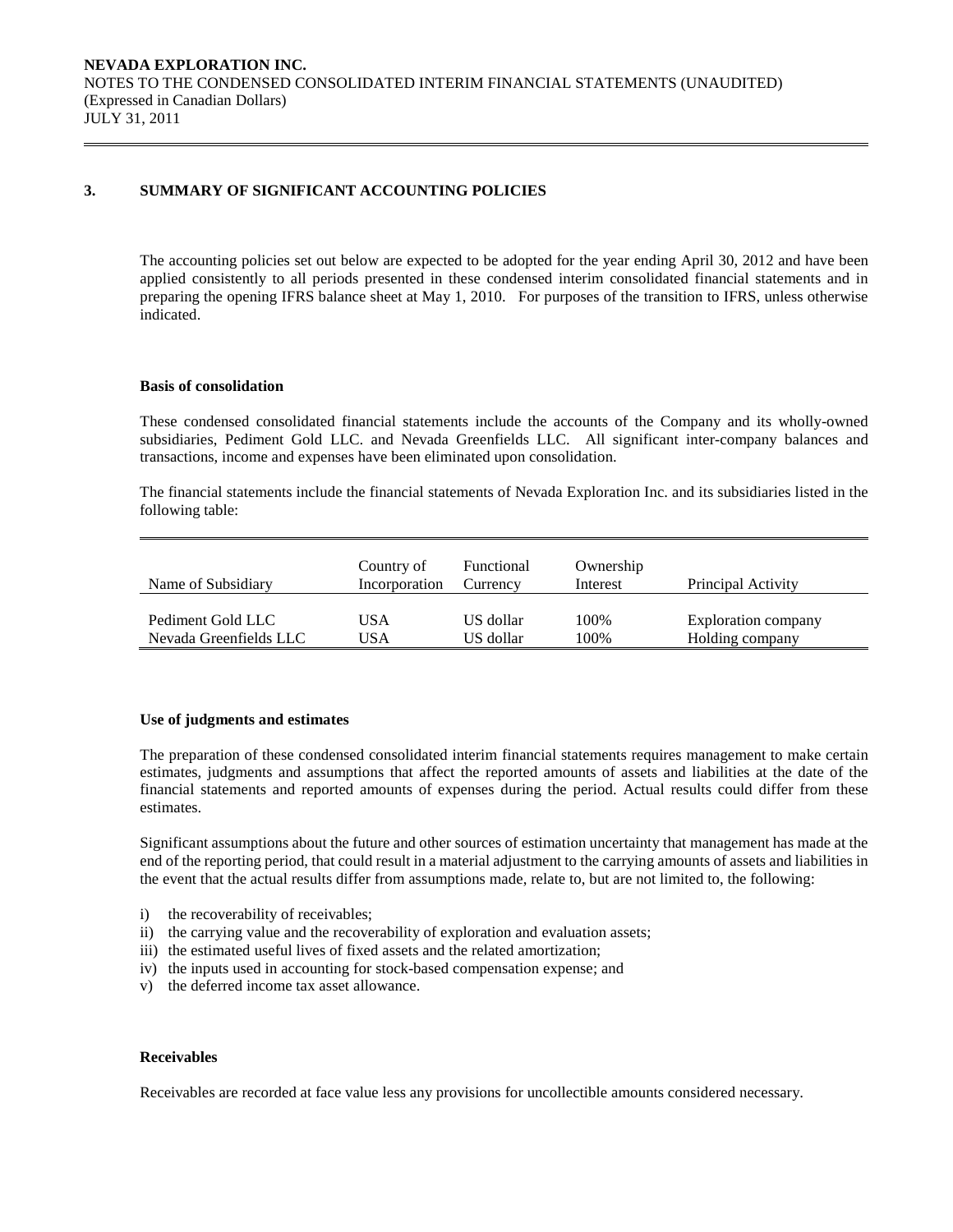## 3. SUMMARY OF SIGNIFICANT ACCOUNTING POLICIES

The accounting policies set out below are expected to be adopted for the year ending April 30, 2012 and have been applied consistently to all periods presented in these condensed interim consolidated financial statements and in preparing the opening IFRS balance sheet at May 1, 2010. For purposes of the transition to IFRS, unless otherwise indicated.

**Basis of consolidation**

These condensed consolidated financial statements include the accounts of the Company and its wholly-owned subsidiaries, Pediment Gold LLC. and Nevada Greenfields LLC. All significant inter-company balances and transactions, income and expenses have been eliminated upon consolidation.

The financial statements include the financial statements of Nevada Exploration Inc. and its subsidiaries listed in the following table:

| Name of Subsidiary | Country of Incorporation | Functional Currency | Ownership Interest | Principal Activity |
|---|---|---|---|---|
| Pediment Gold LLC | USA | US dollar | 100% | Exploration company |
| Nevada Greenfields LLC | USA | US dollar | 100% | Holding company |

**Use of judgments and estimates**

The preparation of these condensed consolidated interim financial statements requires management to make certain estimates, judgments and assumptions that affect the reported amounts of assets and liabilities at the date of the financial statements and reported amounts of expenses during the period. Actual results could differ from these estimates.

Significant assumptions about the future and other sources of estimation uncertainty that management has made at the end of the reporting period, that could result in a material adjustment to the carrying amounts of assets and liabilities in the event that the actual results differ from assumptions made, relate to, but are not limited to, the following:

i) the recoverability of receivables;
ii) the carrying value and the recoverability of exploration and evaluation assets;
iii) the estimated useful lives of fixed assets and the related amortization;
iv) the inputs used in accounting for stock-based compensation expense; and
v) the deferred income tax asset allowance.

**Receivables**

Receivables are recorded at face value less any provisions for uncollectible amounts considered necessary.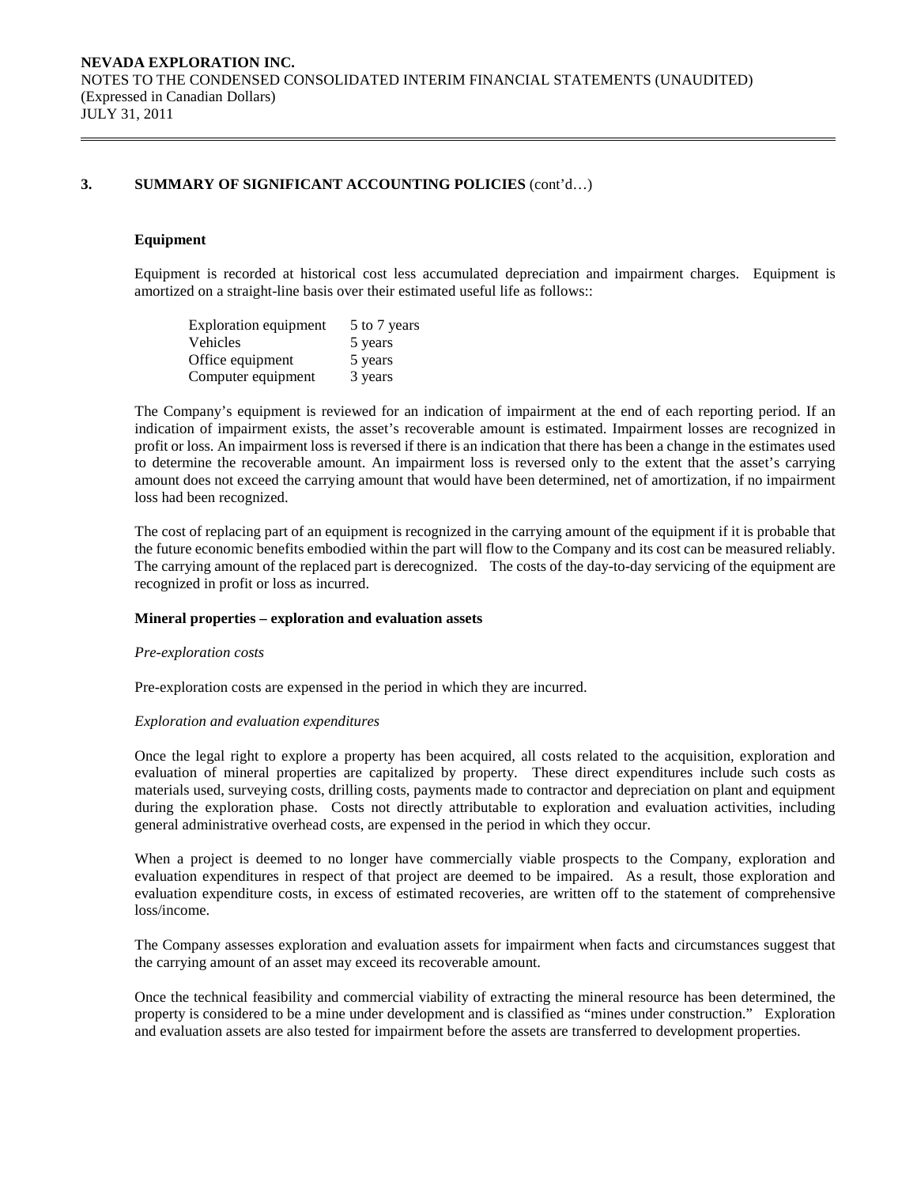## 3. SUMMARY OF SIGNIFICANT ACCOUNTING POLICIES (cont'd…)

### Equipment

Equipment is recorded at historical cost less accumulated depreciation and impairment charges. Equipment is amortized on a straight-line basis over their estimated useful life as follows::

| | |
|---|---|
| Exploration equipment | 5 to 7 years |
| Vehicles | 5 years |
| Office equipment | 5 years |
| Computer equipment | 3 years |

The Company's equipment is reviewed for an indication of impairment at the end of each reporting period. If an indication of impairment exists, the asset's recoverable amount is estimated. Impairment losses are recognized in profit or loss. An impairment loss is reversed if there is an indication that there has been a change in the estimates used to determine the recoverable amount. An impairment loss is reversed only to the extent that the asset's carrying amount does not exceed the carrying amount that would have been determined, net of amortization, if no impairment loss had been recognized.

The cost of replacing part of an equipment is recognized in the carrying amount of the equipment if it is probable that the future economic benefits embodied within the part will flow to the Company and its cost can be measured reliably. The carrying amount of the replaced part is derecognized. The costs of the day-to-day servicing of the equipment are recognized in profit or loss as incurred.

### Mineral properties – exploration and evaluation assets

*Pre-exploration costs*

Pre-exploration costs are expensed in the period in which they are incurred.

*Exploration and evaluation expenditures*

Once the legal right to explore a property has been acquired, all costs related to the acquisition, exploration and evaluation of mineral properties are capitalized by property. These direct expenditures include such costs as materials used, surveying costs, drilling costs, payments made to contractor and depreciation on plant and equipment during the exploration phase. Costs not directly attributable to exploration and evaluation activities, including general administrative overhead costs, are expensed in the period in which they occur.

When a project is deemed to no longer have commercially viable prospects to the Company, exploration and evaluation expenditures in respect of that project are deemed to be impaired. As a result, those exploration and evaluation expenditure costs, in excess of estimated recoveries, are written off to the statement of comprehensive loss/income.

The Company assesses exploration and evaluation assets for impairment when facts and circumstances suggest that the carrying amount of an asset may exceed its recoverable amount.

Once the technical feasibility and commercial viability of extracting the mineral resource has been determined, the property is considered to be a mine under development and is classified as "mines under construction." Exploration and evaluation assets are also tested for impairment before the assets are transferred to development properties.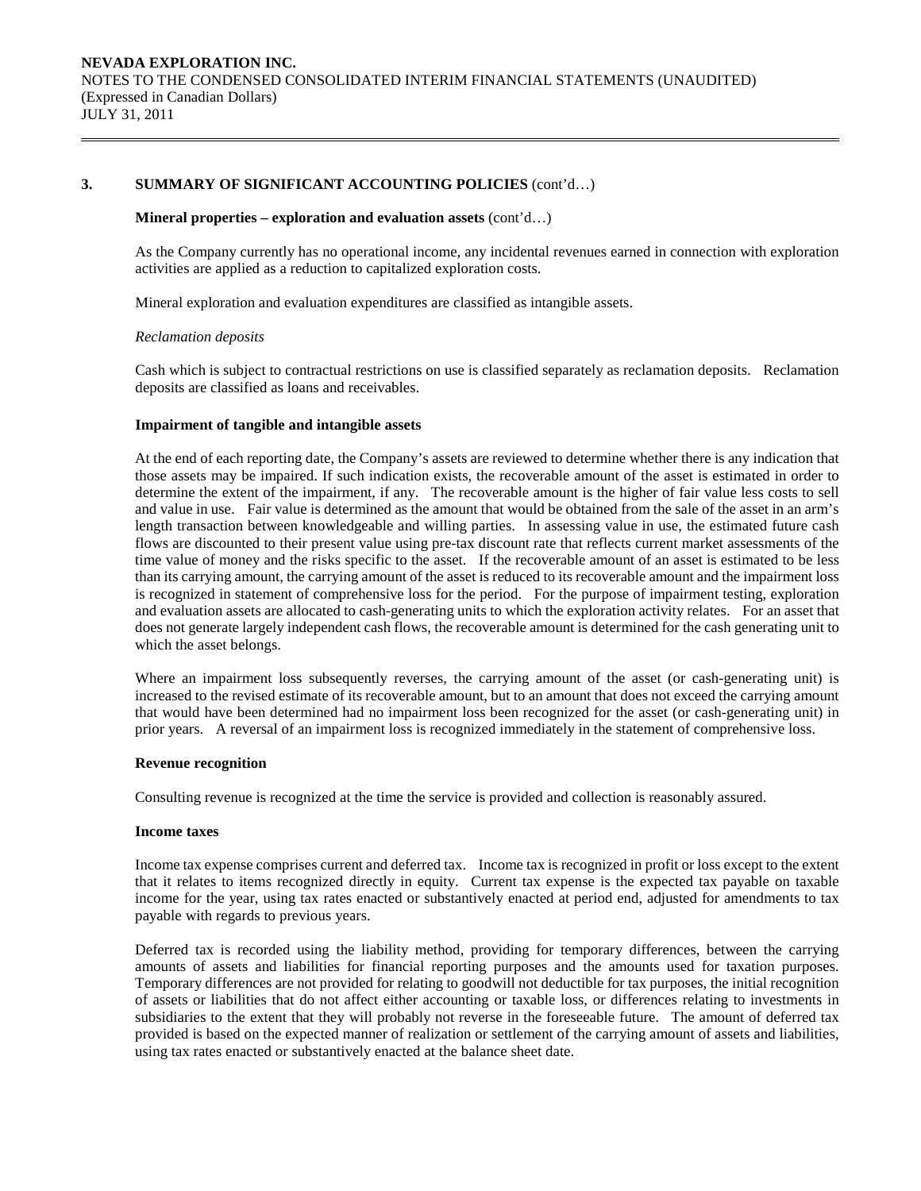## 3. SUMMARY OF SIGNIFICANT ACCOUNTING POLICIES (cont'd…)

**Mineral properties – exploration and evaluation assets** (cont'd…)

As the Company currently has no operational income, any incidental revenues earned in connection with exploration activities are applied as a reduction to capitalized exploration costs.

Mineral exploration and evaluation expenditures are classified as intangible assets.

*Reclamation deposits*

Cash which is subject to contractual restrictions on use is classified separately as reclamation deposits. Reclamation deposits are classified as loans and receivables.

**Impairment of tangible and intangible assets**

At the end of each reporting date, the Company's assets are reviewed to determine whether there is any indication that those assets may be impaired. If such indication exists, the recoverable amount of the asset is estimated in order to determine the extent of the impairment, if any. The recoverable amount is the higher of fair value less costs to sell and value in use. Fair value is determined as the amount that would be obtained from the sale of the asset in an arm's length transaction between knowledgeable and willing parties. In assessing value in use, the estimated future cash flows are discounted to their present value using pre-tax discount rate that reflects current market assessments of the time value of money and the risks specific to the asset. If the recoverable amount of an asset is estimated to be less than its carrying amount, the carrying amount of the asset is reduced to its recoverable amount and the impairment loss is recognized in statement of comprehensive loss for the period. For the purpose of impairment testing, exploration and evaluation assets are allocated to cash-generating units to which the exploration activity relates. For an asset that does not generate largely independent cash flows, the recoverable amount is determined for the cash generating unit to which the asset belongs.

Where an impairment loss subsequently reverses, the carrying amount of the asset (or cash-generating unit) is increased to the revised estimate of its recoverable amount, but to an amount that does not exceed the carrying amount that would have been determined had no impairment loss been recognized for the asset (or cash-generating unit) in prior years. A reversal of an impairment loss is recognized immediately in the statement of comprehensive loss.

**Revenue recognition**

Consulting revenue is recognized at the time the service is provided and collection is reasonably assured.

**Income taxes**

Income tax expense comprises current and deferred tax. Income tax is recognized in profit or loss except to the extent that it relates to items recognized directly in equity. Current tax expense is the expected tax payable on taxable income for the year, using tax rates enacted or substantively enacted at period end, adjusted for amendments to tax payable with regards to previous years.

Deferred tax is recorded using the liability method, providing for temporary differences, between the carrying amounts of assets and liabilities for financial reporting purposes and the amounts used for taxation purposes. Temporary differences are not provided for relating to goodwill not deductible for tax purposes, the initial recognition of assets or liabilities that do not affect either accounting or taxable loss, or differences relating to investments in subsidiaries to the extent that they will probably not reverse in the foreseeable future. The amount of deferred tax provided is based on the expected manner of realization or settlement of the carrying amount of assets and liabilities, using tax rates enacted or substantively enacted at the balance sheet date.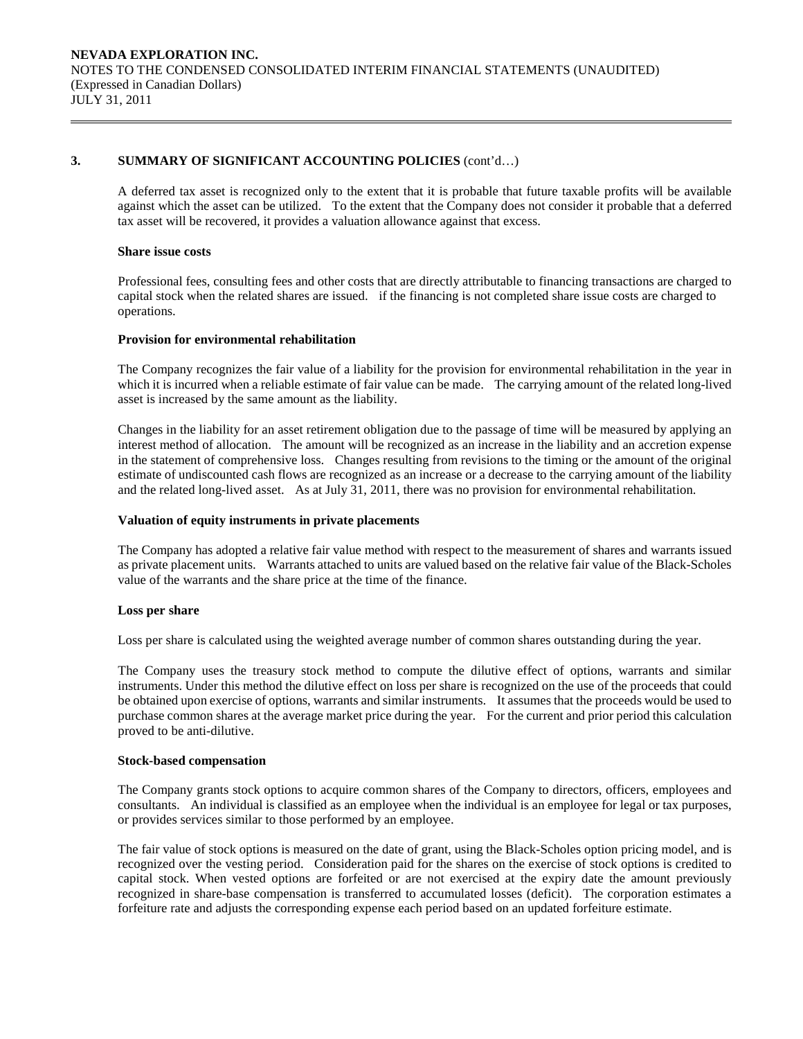## 3. SUMMARY OF SIGNIFICANT ACCOUNTING POLICIES (cont'd…)

A deferred tax asset is recognized only to the extent that it is probable that future taxable profits will be available against which the asset can be utilized. To the extent that the Company does not consider it probable that a deferred tax asset will be recovered, it provides a valuation allowance against that excess.

**Share issue costs**

Professional fees, consulting fees and other costs that are directly attributable to financing transactions are charged to capital stock when the related shares are issued. if the financing is not completed share issue costs are charged to operations.

**Provision for environmental rehabilitation**

The Company recognizes the fair value of a liability for the provision for environmental rehabilitation in the year in which it is incurred when a reliable estimate of fair value can be made. The carrying amount of the related long-lived asset is increased by the same amount as the liability.

Changes in the liability for an asset retirement obligation due to the passage of time will be measured by applying an interest method of allocation. The amount will be recognized as an increase in the liability and an accretion expense in the statement of comprehensive loss. Changes resulting from revisions to the timing or the amount of the original estimate of undiscounted cash flows are recognized as an increase or a decrease to the carrying amount of the liability and the related long-lived asset. As at July 31, 2011, there was no provision for environmental rehabilitation.

**Valuation of equity instruments in private placements**

The Company has adopted a relative fair value method with respect to the measurement of shares and warrants issued as private placement units. Warrants attached to units are valued based on the relative fair value of the Black-Scholes value of the warrants and the share price at the time of the finance.

**Loss per share**

Loss per share is calculated using the weighted average number of common shares outstanding during the year.

The Company uses the treasury stock method to compute the dilutive effect of options, warrants and similar instruments. Under this method the dilutive effect on loss per share is recognized on the use of the proceeds that could be obtained upon exercise of options, warrants and similar instruments. It assumes that the proceeds would be used to purchase common shares at the average market price during the year. For the current and prior period this calculation proved to be anti-dilutive.

**Stock-based compensation**

The Company grants stock options to acquire common shares of the Company to directors, officers, employees and consultants. An individual is classified as an employee when the individual is an employee for legal or tax purposes, or provides services similar to those performed by an employee.

The fair value of stock options is measured on the date of grant, using the Black-Scholes option pricing model, and is recognized over the vesting period. Consideration paid for the shares on the exercise of stock options is credited to capital stock. When vested options are forfeited or are not exercised at the expiry date the amount previously recognized in share-base compensation is transferred to accumulated losses (deficit). The corporation estimates a forfeiture rate and adjusts the corresponding expense each period based on an updated forfeiture estimate.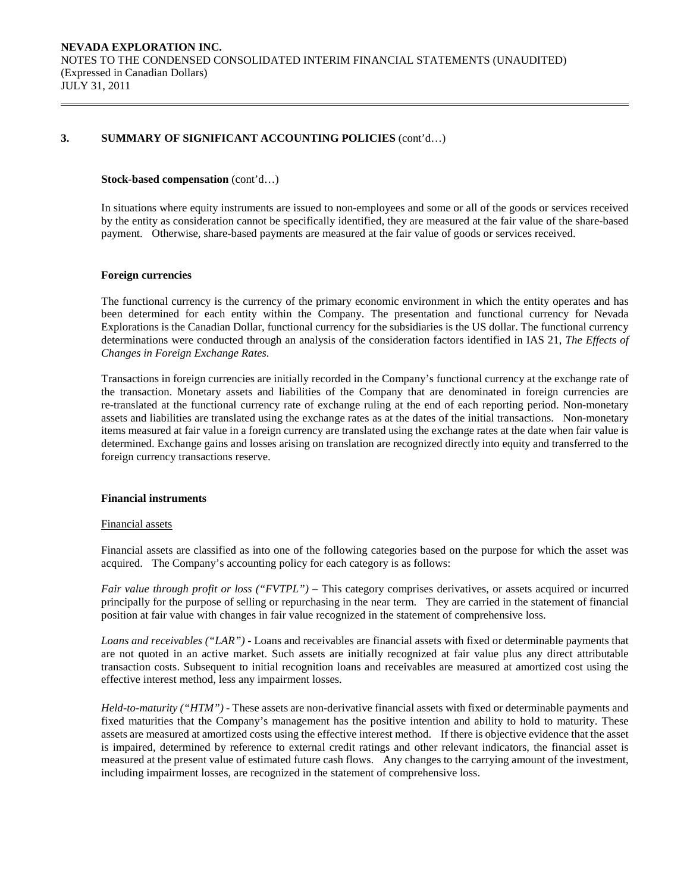## 3. SUMMARY OF SIGNIFICANT ACCOUNTING POLICIES (cont'd…)

**Stock-based compensation** (cont'd…)

In situations where equity instruments are issued to non-employees and some or all of the goods or services received by the entity as consideration cannot be specifically identified, they are measured at the fair value of the share-based payment. Otherwise, share-based payments are measured at the fair value of goods or services received.

**Foreign currencies**

The functional currency is the currency of the primary economic environment in which the entity operates and has been determined for each entity within the Company. The presentation and functional currency for Nevada Explorations is the Canadian Dollar, functional currency for the subsidiaries is the US dollar. The functional currency determinations were conducted through an analysis of the consideration factors identified in IAS 21, *The Effects of Changes in Foreign Exchange Rates*.

Transactions in foreign currencies are initially recorded in the Company's functional currency at the exchange rate of the transaction. Monetary assets and liabilities of the Company that are denominated in foreign currencies are re-translated at the functional currency rate of exchange ruling at the end of each reporting period. Non-monetary assets and liabilities are translated using the exchange rates as at the dates of the initial transactions. Non-monetary items measured at fair value in a foreign currency are translated using the exchange rates at the date when fair value is determined. Exchange gains and losses arising on translation are recognized directly into equity and transferred to the foreign currency transactions reserve.

**Financial instruments**

<u>Financial assets</u>

Financial assets are classified as into one of the following categories based on the purpose for which the asset was acquired. The Company's accounting policy for each category is as follows:

*Fair value through profit or loss ("FVTPL")* – This category comprises derivatives, or assets acquired or incurred principally for the purpose of selling or repurchasing in the near term. They are carried in the statement of financial position at fair value with changes in fair value recognized in the statement of comprehensive loss.

*Loans and receivables ("LAR")* - Loans and receivables are financial assets with fixed or determinable payments that are not quoted in an active market. Such assets are initially recognized at fair value plus any direct attributable transaction costs. Subsequent to initial recognition loans and receivables are measured at amortized cost using the effective interest method, less any impairment losses.

*Held-to-maturity ("HTM")* - These assets are non-derivative financial assets with fixed or determinable payments and fixed maturities that the Company's management has the positive intention and ability to hold to maturity. These assets are measured at amortized costs using the effective interest method. If there is objective evidence that the asset is impaired, determined by reference to external credit ratings and other relevant indicators, the financial asset is measured at the present value of estimated future cash flows. Any changes to the carrying amount of the investment, including impairment losses, are recognized in the statement of comprehensive loss.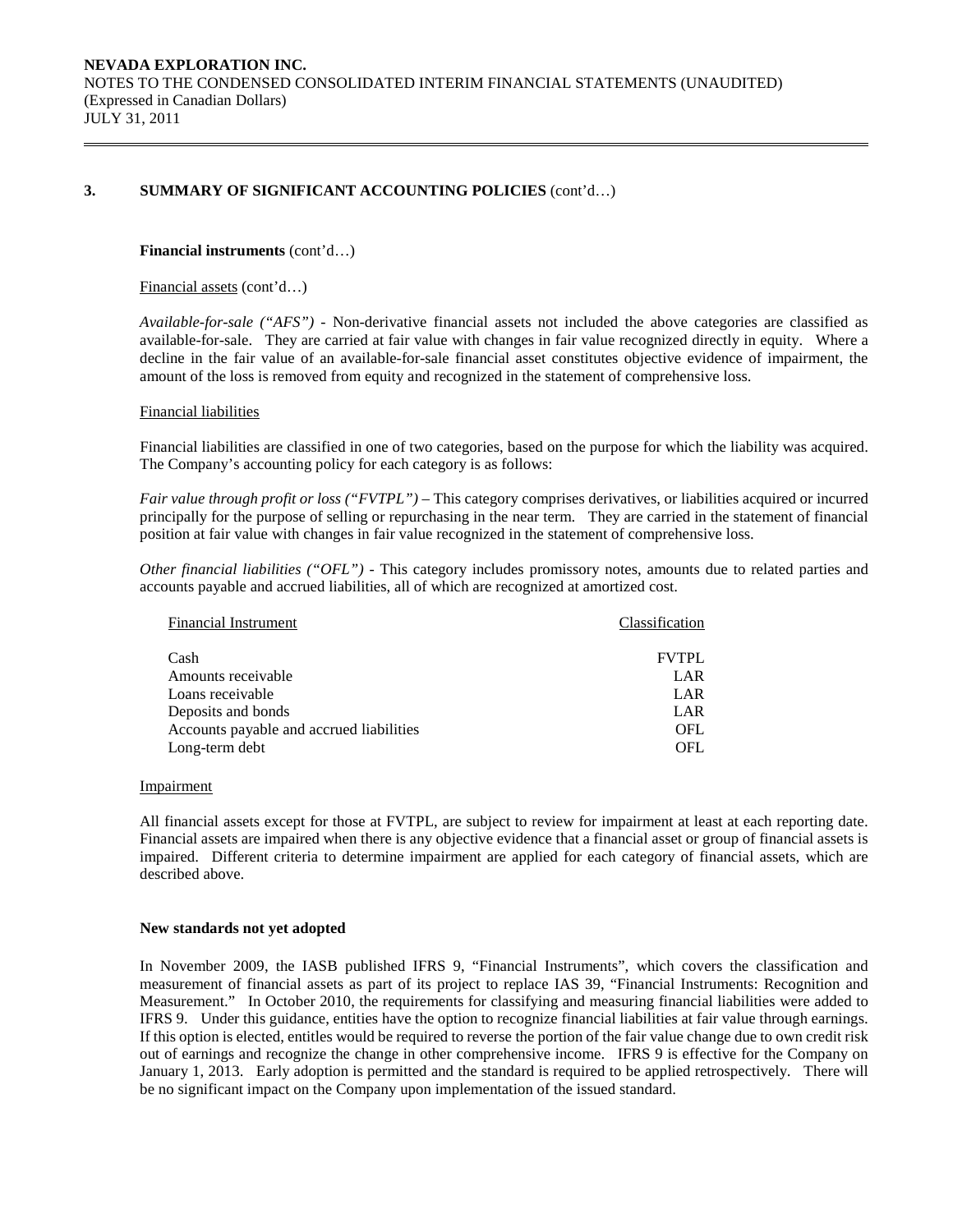## 3. SUMMARY OF SIGNIFICANT ACCOUNTING POLICIES (cont'd…)

**Financial instruments** (cont'd…)

Financial assets (cont'd…)

*Available-for-sale ("AFS")* - Non-derivative financial assets not included the above categories are classified as available-for-sale. They are carried at fair value with changes in fair value recognized directly in equity. Where a decline in the fair value of an available-for-sale financial asset constitutes objective evidence of impairment, the amount of the loss is removed from equity and recognized in the statement of comprehensive loss.

Financial liabilities

Financial liabilities are classified in one of two categories, based on the purpose for which the liability was acquired. The Company's accounting policy for each category is as follows:

*Fair value through profit or loss ("FVTPL")* – This category comprises derivatives, or liabilities acquired or incurred principally for the purpose of selling or repurchasing in the near term. They are carried in the statement of financial position at fair value with changes in fair value recognized in the statement of comprehensive loss.

*Other financial liabilities ("OFL")* - This category includes promissory notes, amounts due to related parties and accounts payable and accrued liabilities, all of which are recognized at amortized cost.

| Financial Instrument | Classification |
|---|---|
| Cash | FVTPL |
| Amounts receivable | LAR |
| Loans receivable | LAR |
| Deposits and bonds | LAR |
| Accounts payable and accrued liabilities | OFL |
| Long-term debt | OFL |

Impairment

All financial assets except for those at FVTPL, are subject to review for impairment at least at each reporting date. Financial assets are impaired when there is any objective evidence that a financial asset or group of financial assets is impaired. Different criteria to determine impairment are applied for each category of financial assets, which are described above.

**New standards not yet adopted**

In November 2009, the IASB published IFRS 9, "Financial Instruments", which covers the classification and measurement of financial assets as part of its project to replace IAS 39, "Financial Instruments: Recognition and Measurement." In October 2010, the requirements for classifying and measuring financial liabilities were added to IFRS 9. Under this guidance, entities have the option to recognize financial liabilities at fair value through earnings. If this option is elected, entitles would be required to reverse the portion of the fair value change due to own credit risk out of earnings and recognize the change in other comprehensive income. IFRS 9 is effective for the Company on January 1, 2013. Early adoption is permitted and the standard is required to be applied retrospectively. There will be no significant impact on the Company upon implementation of the issued standard.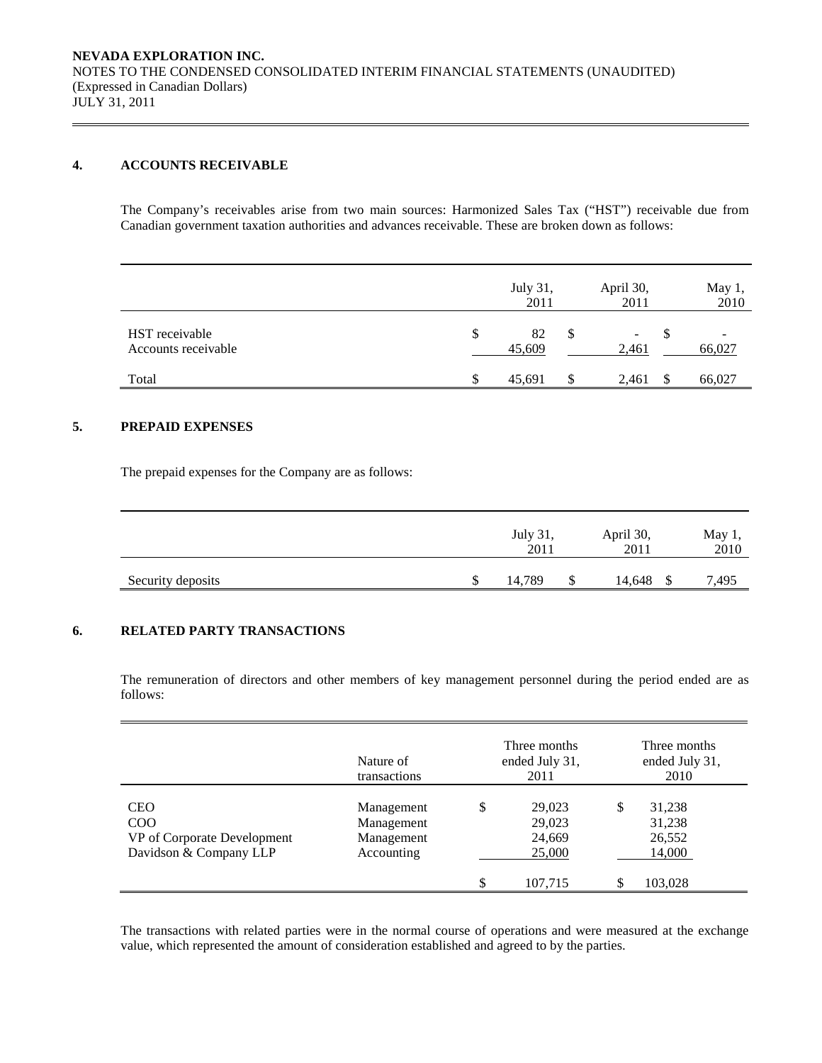## 4. ACCOUNTS RECEIVABLE

The Company's receivables arise from two main sources: Harmonized Sales Tax ("HST") receivable due from Canadian government taxation authorities and advances receivable. These are broken down as follows:

| | July 31, 2011 | April 30, 2011 | May 1, 2010 |
|---|---|---|---|
| HST receivable | $ 82 | $ - | $ - |
| Accounts receivable | 45,609 | 2,461 | 66,027 |
| Total | $ 45,691 | $ 2,461 | $ 66,027 |

## 5. PREPAID EXPENSES

The prepaid expenses for the Company are as follows:

| | July 31, 2011 | April 30, 2011 | May 1, 2010 |
|---|---|---|---|
| Security deposits | $ 14,789 | $ 14,648 | $ 7,495 |

## 6. RELATED PARTY TRANSACTIONS

The remuneration of directors and other members of key management personnel during the period ended are as follows:

| | Nature of transactions | Three months ended July 31, 2011 | Three months ended July 31, 2010 |
|---|---|---|---|
| CEO | Management | $ 29,023 | $ 31,238 |
| COO | Management | 29,023 | 31,238 |
| VP of Corporate Development | Management | 24,669 | 26,552 |
| Davidson & Company LLP | Accounting | 25,000 | 14,000 |
| | | $ 107,715 | $ 103,028 |

The transactions with related parties were in the normal course of operations and were measured at the exchange value, which represented the amount of consideration established and agreed to by the parties.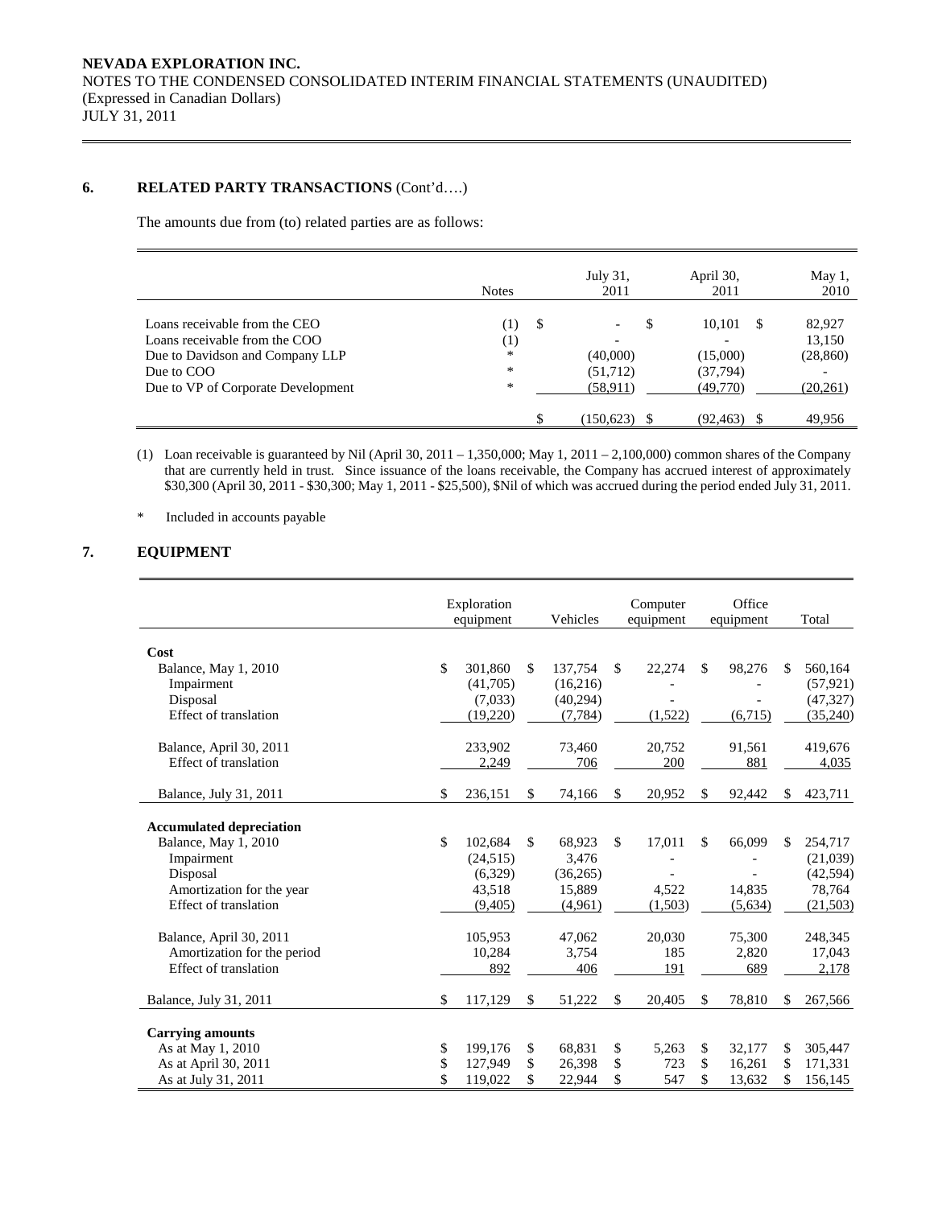**NEVADA EXPLORATION INC.**
NOTES TO THE CONDENSED CONSOLIDATED INTERIM FINANCIAL STATEMENTS (UNAUDITED)
(Expressed in Canadian Dollars)
JULY 31, 2011

## 6. RELATED PARTY TRANSACTIONS (Cont'd….)

The amounts due from (to) related parties are as follows:

| | Notes | July 31, 2011 | April 30, 2011 | May 1, 2010 |
|---|---|---|---|---|
| Loans receivable from the CEO | (1) | $ - | $ 10,101 | $ 82,927 |
| Loans receivable from the COO | (1) | - | - | 13,150 |
| Due to Davidson and Company LLP | * | (40,000) | (15,000) | (28,860) |
| Due to COO | * | (51,712) | (37,794) | - |
| Due to VP of Corporate Development | * | (58,911) | (49,770) | (20,261) |
| | | $ (150,623) | $ (92,463) | $ 49,956 |

(1) Loan receivable is guaranteed by Nil (April 30, 2011 – 1,350,000; May 1, 2011 – 2,100,000) common shares of the Company that are currently held in trust. Since issuance of the loans receivable, the Company has accrued interest of approximately $30,300 (April 30, 2011 - $30,300; May 1, 2011 - $25,500), $Nil of which was accrued during the period ended July 31, 2011.

\* Included in accounts payable

## 7. EQUIPMENT

| | Exploration equipment | Vehicles | Computer equipment | Office equipment | Total |
|---|---|---|---|---|---|
| **Cost** | | | | | |
| Balance, May 1, 2010 | $ 301,860 | $ 137,754 | $ 22,274 | $ 98,276 | $ 560,164 |
| Impairment | (41,705) | (16,216) | - | - | (57,921) |
| Disposal | (7,033) | (40,294) | - | - | (47,327) |
| Effect of translation | (19,220) | (7,784) | (1,522) | (6,715) | (35,240) |
| Balance, April 30, 2011 | 233,902 | 73,460 | 20,752 | 91,561 | 419,676 |
| Effect of translation | 2,249 | 706 | 200 | 881 | 4,035 |
| Balance, July 31, 2011 | $ 236,151 | $ 74,166 | $ 20,952 | $ 92,442 | $ 423,711 |
| **Accumulated depreciation** | | | | | |
| Balance, May 1, 2010 | $ 102,684 | $ 68,923 | $ 17,011 | $ 66,099 | $ 254,717 |
| Impairment | (24,515) | 3,476 | - | - | (21,039) |
| Disposal | (6,329) | (36,265) | - | - | (42,594) |
| Amortization for the year | 43,518 | 15,889 | 4,522 | 14,835 | 78,764 |
| Effect of translation | (9,405) | (4,961) | (1,503) | (5,634) | (21,503) |
| Balance, April 30, 2011 | 105,953 | 47,062 | 20,030 | 75,300 | 248,345 |
| Amortization for the period | 10,284 | 3,754 | 185 | 2,820 | 17,043 |
| Effect of translation | 892 | 406 | 191 | 689 | 2,178 |
| Balance, July 31, 2011 | $ 117,129 | $ 51,222 | $ 20,405 | $ 78,810 | $ 267,566 |
| **Carrying amounts** | | | | | |
| As at May 1, 2010 | $ 199,176 | $ 68,831 | $ 5,263 | $ 32,177 | $ 305,447 |
| As at April 30, 2011 | $ 127,949 | $ 26,398 | $ 723 | $ 16,261 | $ 171,331 |
| As at July 31, 2011 | $ 119,022 | $ 22,944 | $ 547 | $ 13,632 | $ 156,145 |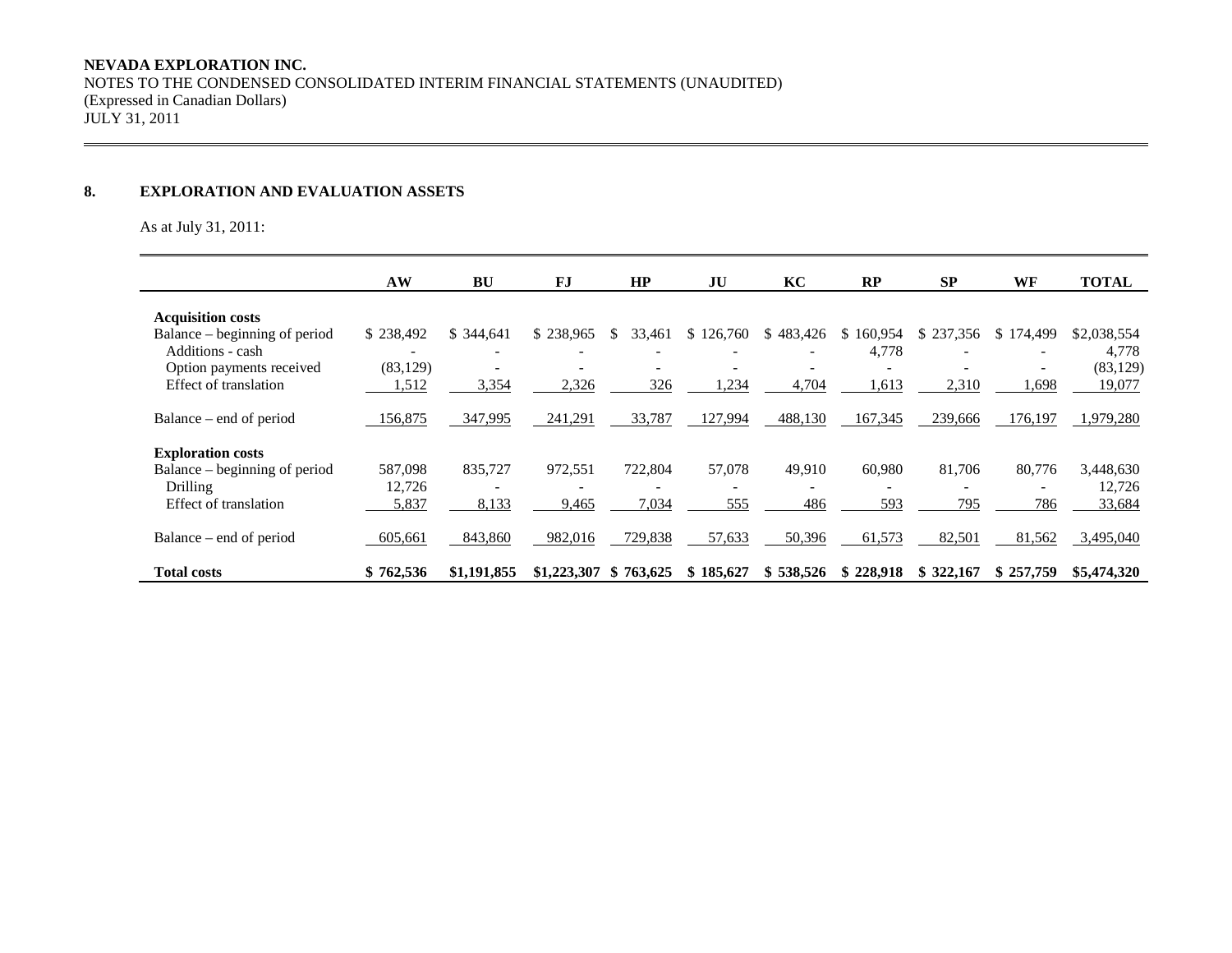**NEVADA EXPLORATION INC.**
NOTES TO THE CONDENSED CONSOLIDATED INTERIM FINANCIAL STATEMENTS (UNAUDITED)
(Expressed in Canadian Dollars)
JULY 31, 2011

## 8. EXPLORATION AND EVALUATION ASSETS

As at July 31, 2011:

| | AW | BU | FJ | HP | JU | KC | RP | SP | WF | TOTAL |
|---|---|---|---|---|---|---|---|---|---|---|
| **Acquisition costs** | | | | | | | | | | |
| Balance – beginning of period | $ 238,492 | $ 344,641 | $ 238,965 | $ 33,461 | $ 126,760 | $ 483,426 | $ 160,954 | $ 237,356 | $ 174,499 | $2,038,554 |
| Additions - cash | - | - | - | - | - | - | 4,778 | - | - | 4,778 |
| Option payments received | (83,129) | - | - | - | - | - | - | - | - | (83,129) |
| Effect of translation | 1,512 | 3,354 | 2,326 | 326 | 1,234 | 4,704 | 1,613 | 2,310 | 1,698 | 19,077 |
| Balance – end of period | 156,875 | 347,995 | 241,291 | 33,787 | 127,994 | 488,130 | 167,345 | 239,666 | 176,197 | 1,979,280 |
| **Exploration costs** | | | | | | | | | | |
| Balance – beginning of period | 587,098 | 835,727 | 972,551 | 722,804 | 57,078 | 49,910 | 60,980 | 81,706 | 80,776 | 3,448,630 |
| Drilling | 12,726 | - | - | - | - | - | - | - | - | 12,726 |
| Effect of translation | 5,837 | 8,133 | 9,465 | 7,034 | 555 | 486 | 593 | 795 | 786 | 33,684 |
| Balance – end of period | 605,661 | 843,860 | 982,016 | 729,838 | 57,633 | 50,396 | 61,573 | 82,501 | 81,562 | 3,495,040 |
| **Total costs** | **$ 762,536** | **$1,191,855** | **$1,223,307** | **$ 763,625** | **$ 185,627** | **$ 538,526** | **$ 228,918** | **$ 322,167** | **$ 257,759** | **$5,474,320** |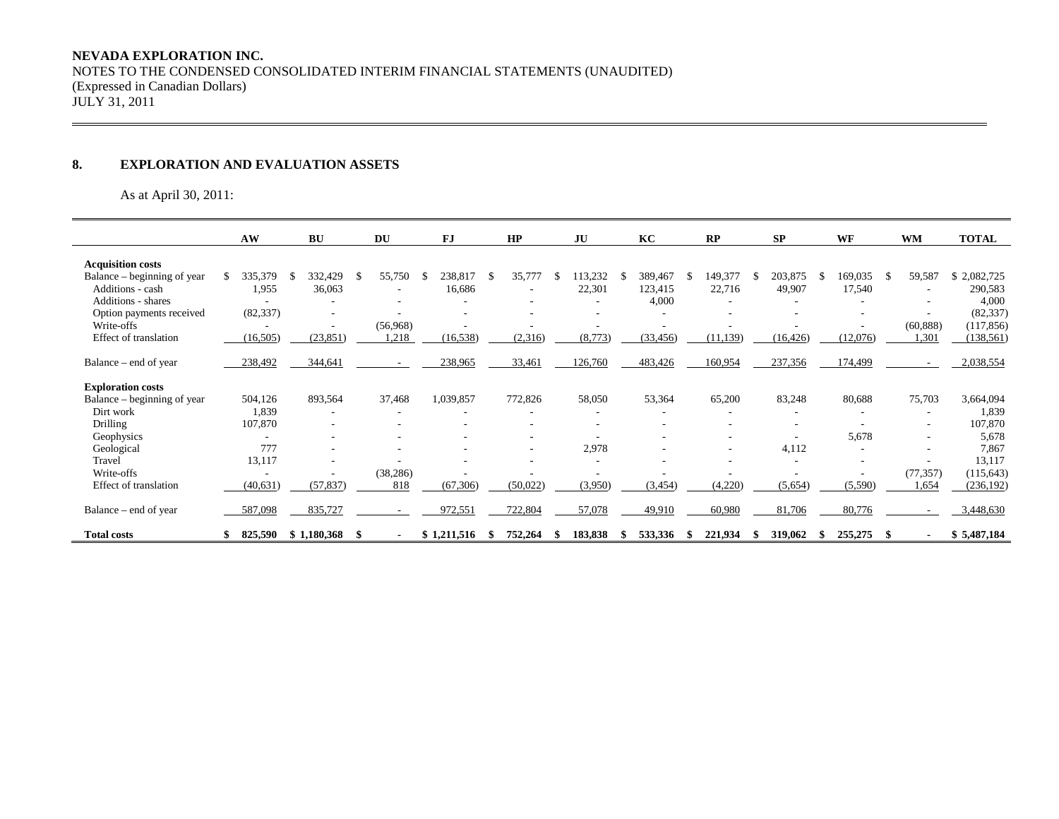NEVADA EXPLORATION INC.
NOTES TO THE CONDENSED CONSOLIDATED INTERIM FINANCIAL STATEMENTS (UNAUDITED)
(Expressed in Canadian Dollars)
JULY 31, 2011

## 8. EXPLORATION AND EVALUATION ASSETS

As at April 30, 2011:

| | AW | BU | DU | FJ | HP | JU | KC | RP | SP | WF | WM | TOTAL |
|---|---|---|---|---|---|---|---|---|---|---|---|---|
| **Acquisition costs** | | | | | | | | | | | | |
| Balance – beginning of year | $ 335,379 | $ 332,429 | $ 55,750 | $ 238,817 | $ 35,777 | $ 113,232 | $ 389,467 | $ 149,377 | $ 203,875 | $ 169,035 | $ 59,587 | $ 2,082,725 |
| Additions - cash | 1,955 | 36,063 | - | 16,686 | - | 22,301 | 123,415 | 22,716 | 49,907 | 17,540 | - | 290,583 |
| Additions - shares | - | - | - | - | - | - | 4,000 | - | - | - | - | 4,000 |
| Option payments received | (82,337) | - | - | - | - | - | - | - | - | - | - | (82,337) |
| Write-offs | - | - | (56,968) | - | - | - | - | - | - | - | (60,888) | (117,856) |
| Effect of translation | (16,505) | (23,851) | 1,218 | (16,538) | (2,316) | (8,773) | (33,456) | (11,139) | (16,426) | (12,076) | 1,301 | (138,561) |
| Balance – end of year | 238,492 | 344,641 | - | 238,965 | 33,461 | 126,760 | 483,426 | 160,954 | 237,356 | 174,499 | - | 2,038,554 |
| **Exploration costs** | | | | | | | | | | | | |
| Balance – beginning of year | 504,126 | 893,564 | 37,468 | 1,039,857 | 772,826 | 58,050 | 53,364 | 65,200 | 83,248 | 80,688 | 75,703 | 3,664,094 |
| Dirt work | 1,839 | - | - | - | - | - | - | - | - | - | - | 1,839 |
| Drilling | 107,870 | - | - | - | - | - | - | - | - | - | - | 107,870 |
| Geophysics | - | - | - | - | - | - | - | - | - | 5,678 | - | 5,678 |
| Geological | 777 | - | - | - | - | 2,978 | - | - | 4,112 | - | - | 7,867 |
| Travel | 13,117 | - | - | - | - | - | - | - | - | - | - | 13,117 |
| Write-offs | - | - | (38,286) | - | - | - | - | - | - | - | (77,357) | (115,643) |
| Effect of translation | (40,631) | (57,837) | 818 | (67,306) | (50,022) | (3,950) | (3,454) | (4,220) | (5,654) | (5,590) | 1,654 | (236,192) |
| Balance – end of year | 587,098 | 835,727 | - | 972,551 | 722,804 | 57,078 | 49,910 | 60,980 | 81,706 | 80,776 | - | 3,448,630 |
| **Total costs** | **$ 825,590** | **$ 1,180,368** | **$ -** | **$ 1,211,516** | **$ 752,264** | **$ 183,838** | **$ 533,336** | **$ 221,934** | **$ 319,062** | **$ 255,275** | **$ -** | **$ 5,487,184** |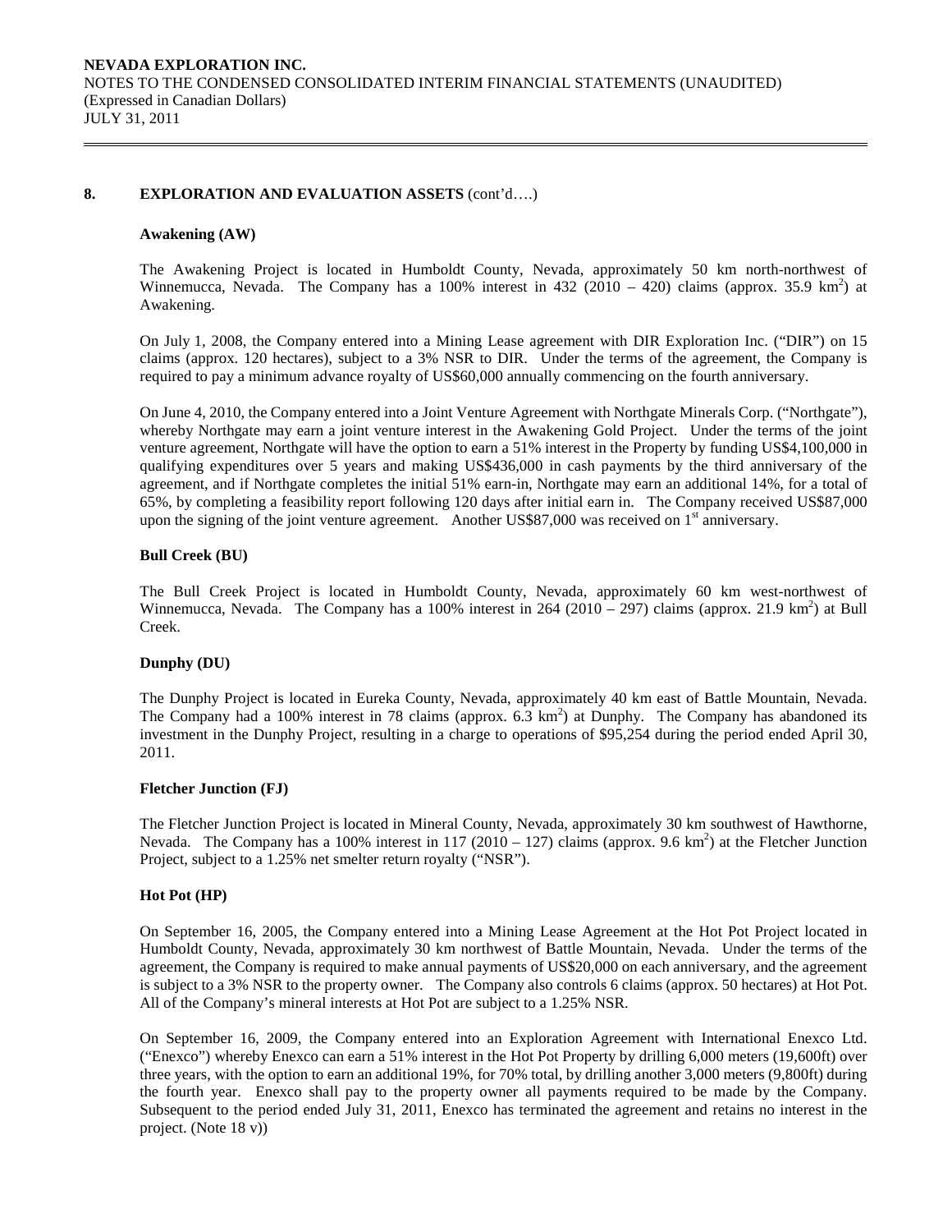## 8. EXPLORATION AND EVALUATION ASSETS (cont'd….)

### Awakening (AW)

The Awakening Project is located in Humboldt County, Nevada, approximately 50 km north-northwest of Winnemucca, Nevada. The Company has a 100% interest in 432 (2010 – 420) claims (approx. 35.9 km$^2$) at Awakening.

On July 1, 2008, the Company entered into a Mining Lease agreement with DIR Exploration Inc. ("DIR") on 15 claims (approx. 120 hectares), subject to a 3% NSR to DIR. Under the terms of the agreement, the Company is required to pay a minimum advance royalty of US$60,000 annually commencing on the fourth anniversary.

On June 4, 2010, the Company entered into a Joint Venture Agreement with Northgate Minerals Corp. ("Northgate"), whereby Northgate may earn a joint venture interest in the Awakening Gold Project. Under the terms of the joint venture agreement, Northgate will have the option to earn a 51% interest in the Property by funding US$4,100,000 in qualifying expenditures over 5 years and making US$436,000 in cash payments by the third anniversary of the agreement, and if Northgate completes the initial 51% earn-in, Northgate may earn an additional 14%, for a total of 65%, by completing a feasibility report following 120 days after initial earn in. The Company received US$87,000 upon the signing of the joint venture agreement. Another US$87,000 was received on 1st anniversary.

### Bull Creek (BU)

The Bull Creek Project is located in Humboldt County, Nevada, approximately 60 km west-northwest of Winnemucca, Nevada. The Company has a 100% interest in 264 (2010 – 297) claims (approx. 21.9 km$^2$) at Bull Creek.

### Dunphy (DU)

The Dunphy Project is located in Eureka County, Nevada, approximately 40 km east of Battle Mountain, Nevada. The Company had a 100% interest in 78 claims (approx. 6.3 km$^2$) at Dunphy. The Company has abandoned its investment in the Dunphy Project, resulting in a charge to operations of $95,254 during the period ended April 30, 2011.

### Fletcher Junction (FJ)

The Fletcher Junction Project is located in Mineral County, Nevada, approximately 30 km southwest of Hawthorne, Nevada. The Company has a 100% interest in 117 (2010 – 127) claims (approx. 9.6 km$^2$) at the Fletcher Junction Project, subject to a 1.25% net smelter return royalty ("NSR").

### Hot Pot (HP)

On September 16, 2005, the Company entered into a Mining Lease Agreement at the Hot Pot Project located in Humboldt County, Nevada, approximately 30 km northwest of Battle Mountain, Nevada. Under the terms of the agreement, the Company is required to make annual payments of US$20,000 on each anniversary, and the agreement is subject to a 3% NSR to the property owner. The Company also controls 6 claims (approx. 50 hectares) at Hot Pot. All of the Company's mineral interests at Hot Pot are subject to a 1.25% NSR.

On September 16, 2009, the Company entered into an Exploration Agreement with International Enexco Ltd. ("Enexco") whereby Enexco can earn a 51% interest in the Hot Pot Property by drilling 6,000 meters (19,600ft) over three years, with the option to earn an additional 19%, for 70% total, by drilling another 3,000 meters (9,800ft) during the fourth year. Enexco shall pay to the property owner all payments required to be made by the Company. Subsequent to the period ended July 31, 2011, Enexco has terminated the agreement and retains no interest in the project. (Note 18 v))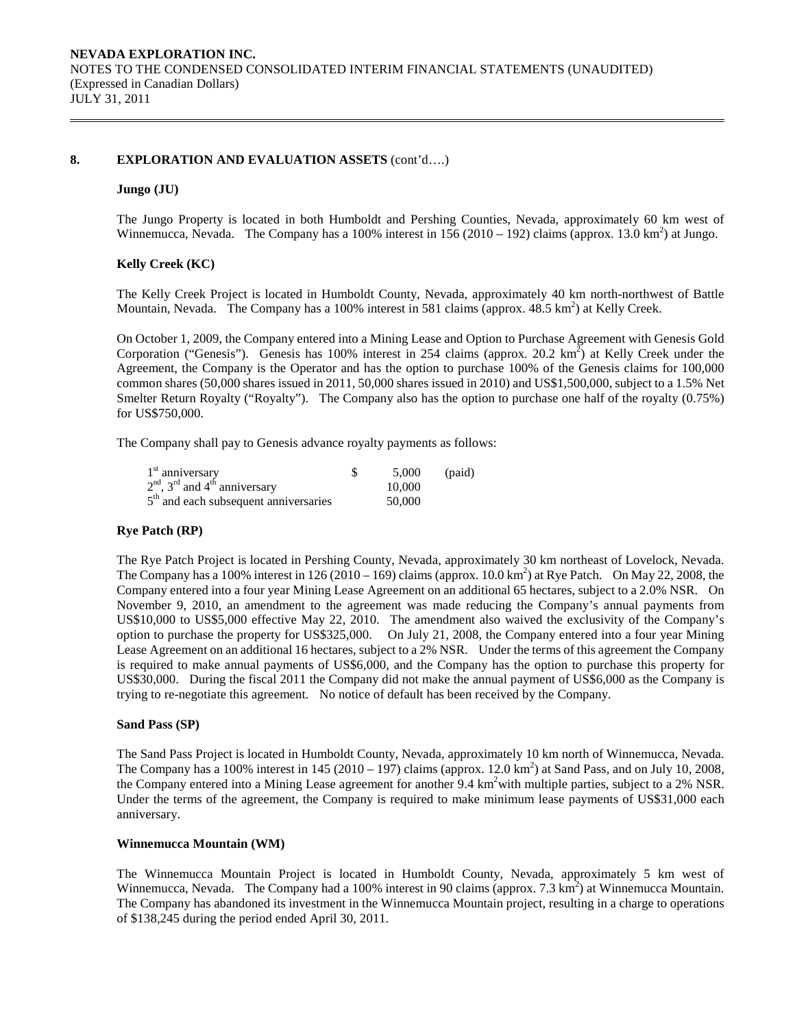## 8. EXPLORATION AND EVALUATION ASSETS (cont'd….)

### Jungo (JU)

The Jungo Property is located in both Humboldt and Pershing Counties, Nevada, approximately 60 km west of Winnemucca, Nevada. The Company has a 100% interest in 156 (2010 – 192) claims (approx. 13.0 km$^2$) at Jungo.

### Kelly Creek (KC)

The Kelly Creek Project is located in Humboldt County, Nevada, approximately 40 km north-northwest of Battle Mountain, Nevada. The Company has a 100% interest in 581 claims (approx. 48.5 km$^2$) at Kelly Creek.

On October 1, 2009, the Company entered into a Mining Lease and Option to Purchase Agreement with Genesis Gold Corporation ("Genesis"). Genesis has 100% interest in 254 claims (approx. 20.2 km$^2$) at Kelly Creek under the Agreement, the Company is the Operator and has the option to purchase 100% of the Genesis claims for 100,000 common shares (50,000 shares issued in 2011, 50,000 shares issued in 2010) and US$1,500,000, subject to a 1.5% Net Smelter Return Royalty ("Royalty"). The Company also has the option to purchase one half of the royalty (0.75%) for US$750,000.

The Company shall pay to Genesis advance royalty payments as follows:

| | | | |
|---|---|---|---|
| 1st anniversary | $ | 5,000 | (paid) |
| 2nd, 3rd and 4th anniversary | | 10,000 | |
| 5th and each subsequent anniversaries | | 50,000 | |

### Rye Patch (RP)

The Rye Patch Project is located in Pershing County, Nevada, approximately 30 km northeast of Lovelock, Nevada. The Company has a 100% interest in 126 (2010 – 169) claims (approx. 10.0 km$^2$) at Rye Patch. On May 22, 2008, the Company entered into a four year Mining Lease Agreement on an additional 65 hectares, subject to a 2.0% NSR. On November 9, 2010, an amendment to the agreement was made reducing the Company's annual payments from US$10,000 to US$5,000 effective May 22, 2010. The amendment also waived the exclusivity of the Company's option to purchase the property for US$325,000. On July 21, 2008, the Company entered into a four year Mining Lease Agreement on an additional 16 hectares, subject to a 2% NSR. Under the terms of this agreement the Company is required to make annual payments of US$6,000, and the Company has the option to purchase this property for US$30,000. During the fiscal 2011 the Company did not make the annual payment of US$6,000 as the Company is trying to re-negotiate this agreement. No notice of default has been received by the Company.

### Sand Pass (SP)

The Sand Pass Project is located in Humboldt County, Nevada, approximately 10 km north of Winnemucca, Nevada. The Company has a 100% interest in 145 (2010 – 197) claims (approx. 12.0 km$^2$) at Sand Pass, and on July 10, 2008, the Company entered into a Mining Lease agreement for another 9.4 km$^2$ with multiple parties, subject to a 2% NSR. Under the terms of the agreement, the Company is required to make minimum lease payments of US$31,000 each anniversary.

### Winnemucca Mountain (WM)

The Winnemucca Mountain Project is located in Humboldt County, Nevada, approximately 5 km west of Winnemucca, Nevada. The Company had a 100% interest in 90 claims (approx. 7.3 km$^2$) at Winnemucca Mountain. The Company has abandoned its investment in the Winnemucca Mountain project, resulting in a charge to operations of $138,245 during the period ended April 30, 2011.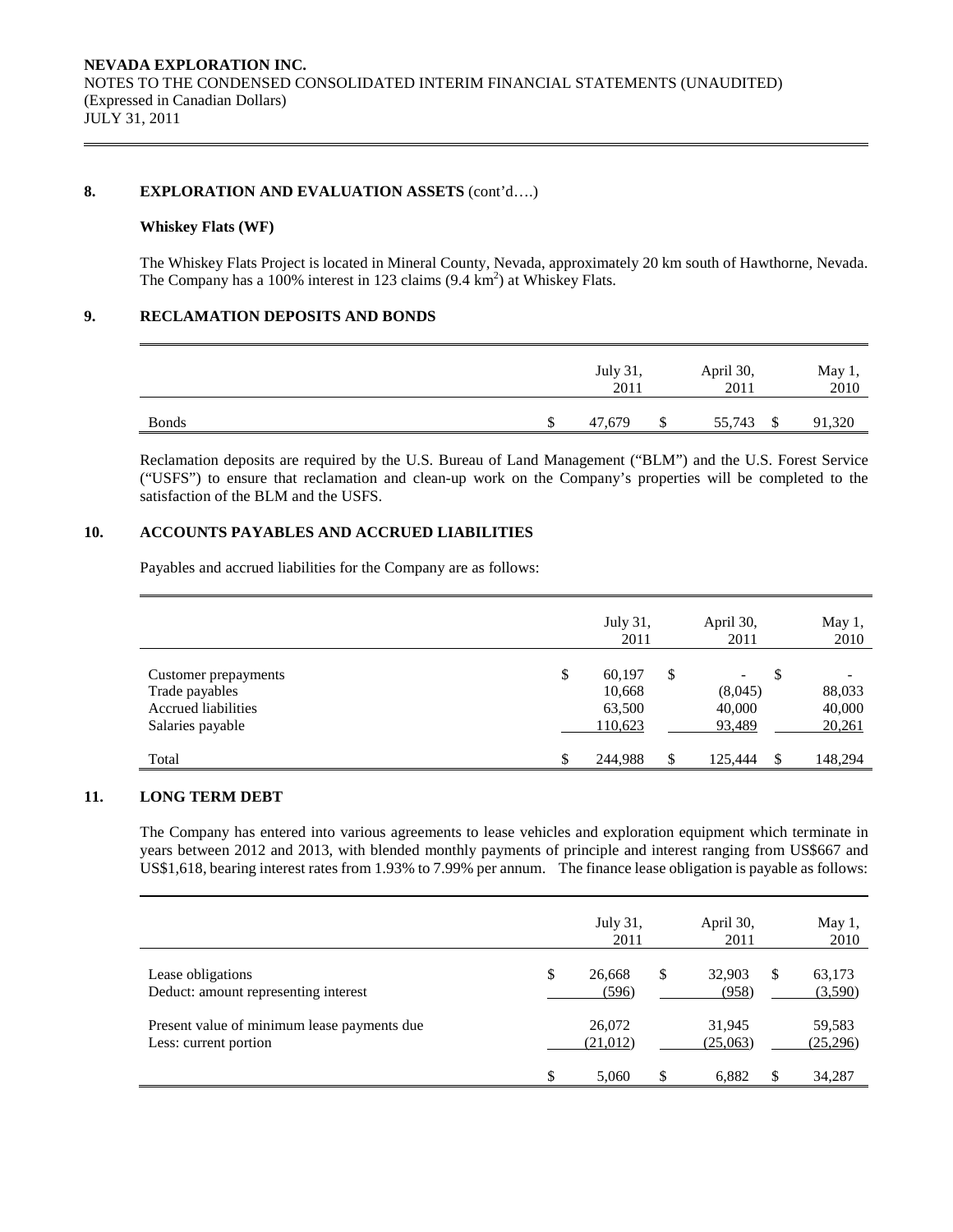## 8. EXPLORATION AND EVALUATION ASSETS (cont'd….)

### Whiskey Flats (WF)

The Whiskey Flats Project is located in Mineral County, Nevada, approximately 20 km south of Hawthorne, Nevada. The Company has a 100% interest in 123 claims (9.4 $km^2$) at Whiskey Flats.

## 9. RECLAMATION DEPOSITS AND BONDS

| | July 31, 2011 | April 30, 2011 | May 1, 2010 |
|---|---|---|---|
| Bonds | $ 47,679 | $ 55,743 | $ 91,320 |

Reclamation deposits are required by the U.S. Bureau of Land Management ("BLM") and the U.S. Forest Service ("USFS") to ensure that reclamation and clean-up work on the Company's properties will be completed to the satisfaction of the BLM and the USFS.

## 10. ACCOUNTS PAYABLES AND ACCRUED LIABILITIES

Payables and accrued liabilities for the Company are as follows:

| | July 31, 2011 | April 30, 2011 | May 1, 2010 |
|---|---|---|---|
| Customer prepayments | $ 60,197 | $ - | $ - |
| Trade payables | 10,668 | (8,045) | 88,033 |
| Accrued liabilities | 63,500 | 40,000 | 40,000 |
| Salaries payable | 110,623 | 93,489 | 20,261 |
| Total | $ 244,988 | $ 125,444 | $ 148,294 |

## 11. LONG TERM DEBT

The Company has entered into various agreements to lease vehicles and exploration equipment which terminate in years between 2012 and 2013, with blended monthly payments of principle and interest ranging from US$667 and US$1,618, bearing interest rates from 1.93% to 7.99% per annum. The finance lease obligation is payable as follows:

| | July 31, 2011 | April 30, 2011 | May 1, 2010 |
|---|---|---|---|
| Lease obligations | $ 26,668 | $ 32,903 | $ 63,173 |
| Deduct: amount representing interest | (596) | (958) | (3,590) |
| Present value of minimum lease payments due | 26,072 | 31,945 | 59,583 |
| Less: current portion | (21,012) | (25,063) | (25,296) |
| | $ 5,060 | $ 6,882 | $ 34,287 |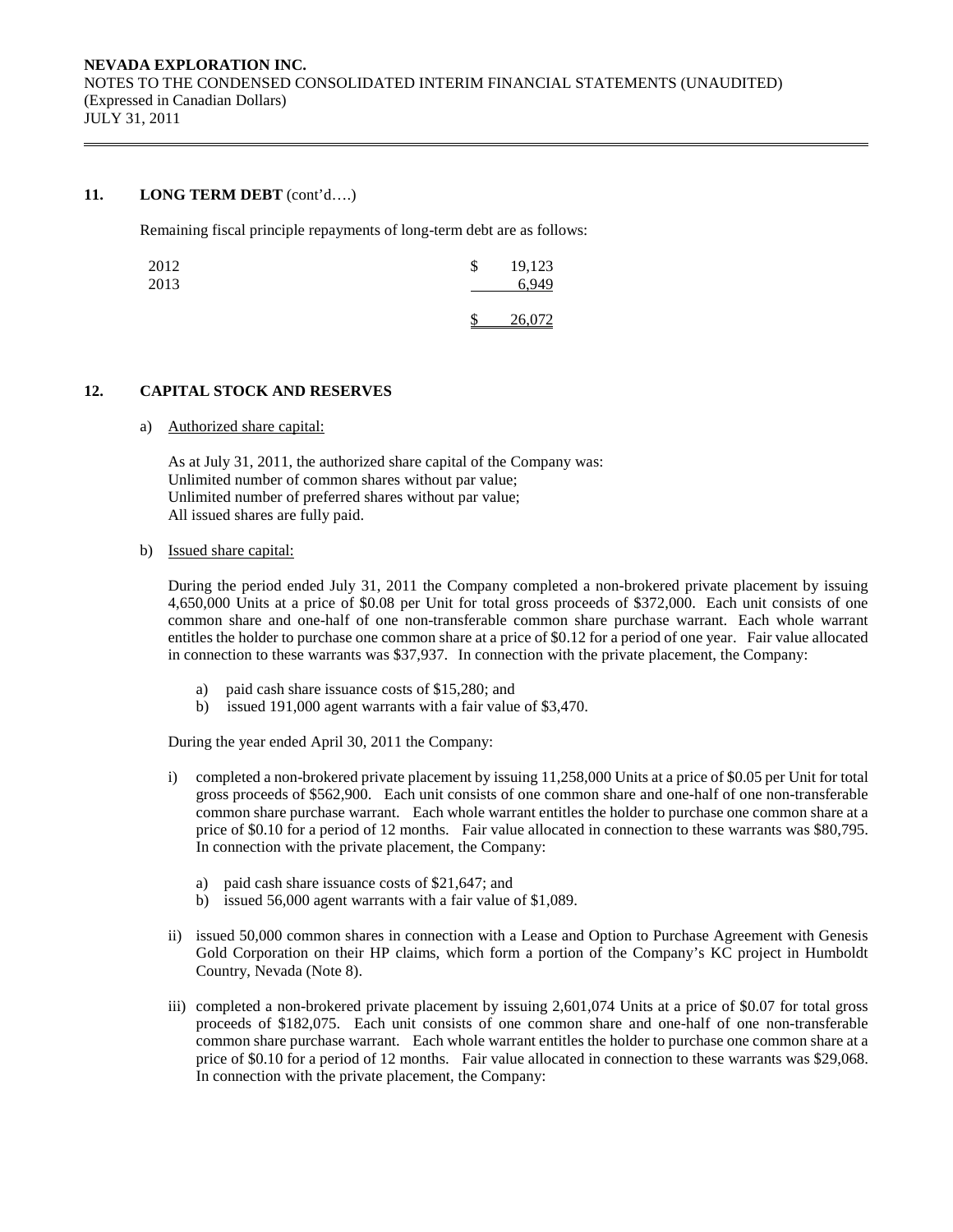## 11. LONG TERM DEBT (cont'd….)

Remaining fiscal principle repayments of long-term debt are as follows:

| | |
|---|---|
| 2012 | $ 19,123 |
| 2013 | 6,949 |
| | $ 26,072 |

## 12. CAPITAL STOCK AND RESERVES

a) Authorized share capital:

As at July 31, 2011, the authorized share capital of the Company was:
Unlimited number of common shares without par value;
Unlimited number of preferred shares without par value;
All issued shares are fully paid.

b) Issued share capital:

During the period ended July 31, 2011 the Company completed a non-brokered private placement by issuing 4,650,000 Units at a price of $0.08 per Unit for total gross proceeds of $372,000. Each unit consists of one common share and one-half of one non-transferable common share purchase warrant. Each whole warrant entitles the holder to purchase one common share at a price of $0.12 for a period of one year. Fair value allocated in connection to these warrants was $37,937. In connection with the private placement, the Company:

a) paid cash share issuance costs of $15,280; and
b) issued 191,000 agent warrants with a fair value of $3,470.

During the year ended April 30, 2011 the Company:

i) completed a non-brokered private placement by issuing 11,258,000 Units at a price of $0.05 per Unit for total gross proceeds of $562,900. Each unit consists of one common share and one-half of one non-transferable common share purchase warrant. Each whole warrant entitles the holder to purchase one common share at a price of $0.10 for a period of 12 months. Fair value allocated in connection to these warrants was $80,795. In connection with the private placement, the Company:

   a) paid cash share issuance costs of $21,647; and
   b) issued 56,000 agent warrants with a fair value of $1,089.

ii) issued 50,000 common shares in connection with a Lease and Option to Purchase Agreement with Genesis Gold Corporation on their HP claims, which form a portion of the Company's KC project in Humboldt Country, Nevada (Note 8).

iii) completed a non-brokered private placement by issuing 2,601,074 Units at a price of $0.07 for total gross proceeds of $182,075. Each unit consists of one common share and one-half of one non-transferable common share purchase warrant. Each whole warrant entitles the holder to purchase one common share at a price of $0.10 for a period of 12 months. Fair value allocated in connection to these warrants was $29,068. In connection with the private placement, the Company: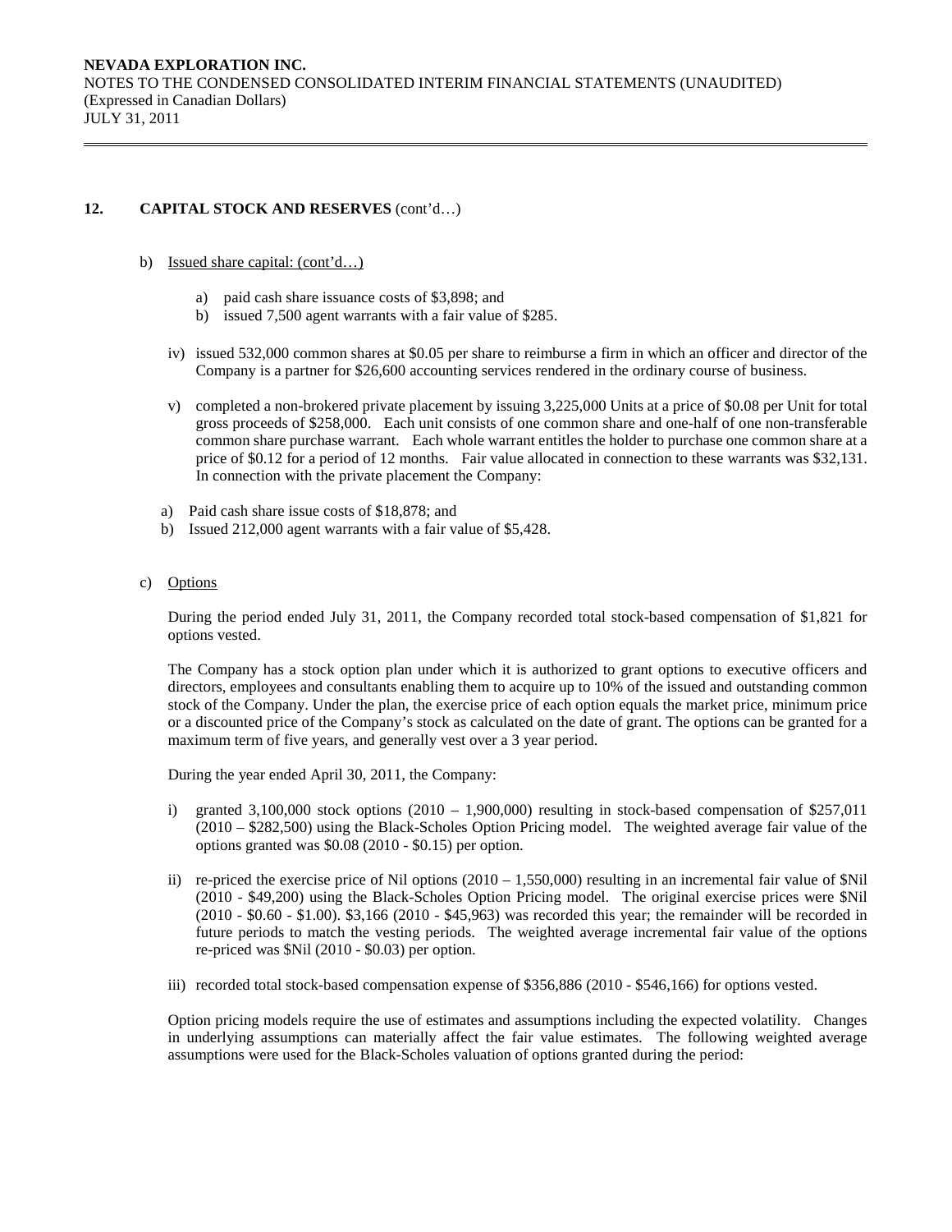## 12. CAPITAL STOCK AND RESERVES (cont'd…)

b) Issued share capital: (cont'd…)

  a) paid cash share issuance costs of $3,898; and
  b) issued 7,500 agent warrants with a fair value of $285.

iv) issued 532,000 common shares at $0.05 per share to reimburse a firm in which an officer and director of the Company is a partner for $26,600 accounting services rendered in the ordinary course of business.

v) completed a non-brokered private placement by issuing 3,225,000 Units at a price of $0.08 per Unit for total gross proceeds of $258,000. Each unit consists of one common share and one-half of one non-transferable common share purchase warrant. Each whole warrant entitles the holder to purchase one common share at a price of $0.12 for a period of 12 months. Fair value allocated in connection to these warrants was $32,131. In connection with the private placement the Company:

  a) Paid cash share issue costs of $18,878; and
  b) Issued 212,000 agent warrants with a fair value of $5,428.

c) Options

During the period ended July 31, 2011, the Company recorded total stock-based compensation of $1,821 for options vested.

The Company has a stock option plan under which it is authorized to grant options to executive officers and directors, employees and consultants enabling them to acquire up to 10% of the issued and outstanding common stock of the Company. Under the plan, the exercise price of each option equals the market price, minimum price or a discounted price of the Company's stock as calculated on the date of grant. The options can be granted for a maximum term of five years, and generally vest over a 3 year period.

During the year ended April 30, 2011, the Company:

i) granted 3,100,000 stock options (2010 – 1,900,000) resulting in stock-based compensation of $257,011 (2010 – $282,500) using the Black-Scholes Option Pricing model. The weighted average fair value of the options granted was $0.08 (2010 - $0.15) per option.

ii) re-priced the exercise price of Nil options (2010 – 1,550,000) resulting in an incremental fair value of $Nil (2010 - $49,200) using the Black-Scholes Option Pricing model. The original exercise prices were $Nil (2010 - $0.60 - $1.00). $3,166 (2010 - $45,963) was recorded this year; the remainder will be recorded in future periods to match the vesting periods. The weighted average incremental fair value of the options re-priced was $Nil (2010 - $0.03) per option.

iii) recorded total stock-based compensation expense of $356,886 (2010 - $546,166) for options vested.

Option pricing models require the use of estimates and assumptions including the expected volatility. Changes in underlying assumptions can materially affect the fair value estimates. The following weighted average assumptions were used for the Black-Scholes valuation of options granted during the period: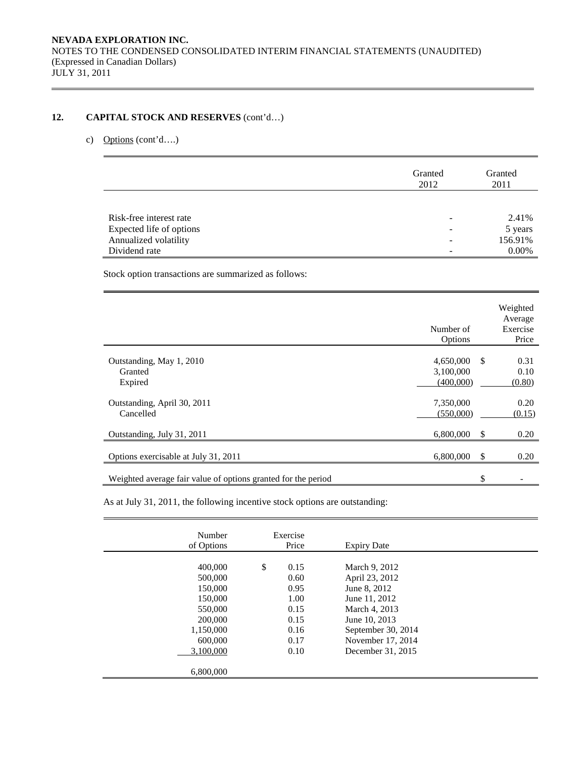## 12. CAPITAL STOCK AND RESERVES (cont'd…)

c) Options (cont'd….)

| | Granted 2012 | Granted 2011 |
|---|---|---|
| Risk-free interest rate | - | 2.41% |
| Expected life of options | - | 5 years |
| Annualized volatility | - | 156.91% |
| Dividend rate | - | 0.00% |

Stock option transactions are summarized as follows:

| | Number of Options | Weighted Average Exercise Price |
|---|---|---|
| Outstanding, May 1, 2010 | 4,650,000 | $ 0.31 |
| Granted | 3,100,000 | 0.10 |
| Expired | (400,000) | (0.80) |
| Outstanding, April 30, 2011 | 7,350,000 | 0.20 |
| Cancelled | (550,000) | (0.15) |
| Outstanding, July 31, 2011 | 6,800,000 | $ 0.20 |
| Options exercisable at July 31, 2011 | 6,800,000 | $ 0.20 |
| Weighted average fair value of options granted for the period | | $ - |

As at July 31, 2011, the following incentive stock options are outstanding:

| Number of Options | Exercise Price | Expiry Date |
|---|---|---|
| 400,000 | $ 0.15 | March 9, 2012 |
| 500,000 | 0.60 | April 23, 2012 |
| 150,000 | 0.95 | June 8, 2012 |
| 150,000 | 1.00 | June 11, 2012 |
| 550,000 | 0.15 | March 4, 2013 |
| 200,000 | 0.15 | June 10, 2013 |
| 1,150,000 | 0.16 | September 30, 2014 |
| 600,000 | 0.17 | November 17, 2014 |
| 3,100,000 | 0.10 | December 31, 2015 |
| 6,800,000 | | |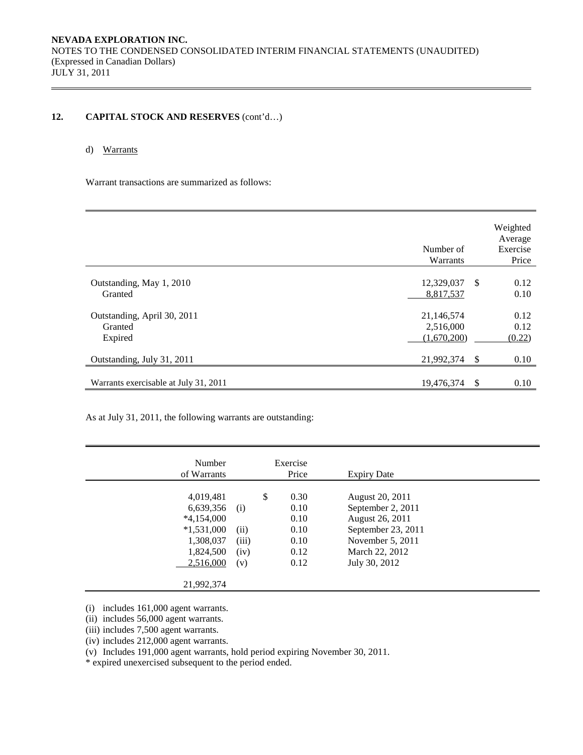**NEVADA EXPLORATION INC.**
NOTES TO THE CONDENSED CONSOLIDATED INTERIM FINANCIAL STATEMENTS (UNAUDITED)
(Expressed in Canadian Dollars)
JULY 31, 2011

## 12. CAPITAL STOCK AND RESERVES (cont'd…)

d) Warrants

Warrant transactions are summarized as follows:

| | Number of Warrants | Weighted Average Exercise Price |
|---|---|---|
| Outstanding, May 1, 2010 | 12,329,037 | $ 0.12 |
| Granted | 8,817,537 | 0.10 |
| Outstanding, April 30, 2011 | 21,146,574 | 0.12 |
| Granted | 2,516,000 | 0.12 |
| Expired | (1,670,200) | (0.22) |
| Outstanding, July 31, 2011 | 21,992,374 | $ 0.10 |
| Warrants exercisable at July 31, 2011 | 19,476,374 | $ 0.10 |

As at July 31, 2011, the following warrants are outstanding:

| Number of Warrants | | Exercise Price | Expiry Date |
|---|---|---|---|
| 4,019,481 | | $ 0.30 | August 20, 2011 |
| 6,639,356 | (i) | 0.10 | September 2, 2011 |
| *4,154,000 | | 0.10 | August 26, 2011 |
| *1,531,000 | (ii) | 0.10 | September 23, 2011 |
| 1,308,037 | (iii) | 0.10 | November 5, 2011 |
| 1,824,500 | (iv) | 0.12 | March 22, 2012 |
| 2,516,000 | (v) | 0.12 | July 30, 2012 |
| 21,992,374 | | | |

(i) includes 161,000 agent warrants.
(ii) includes 56,000 agent warrants.
(iii) includes 7,500 agent warrants.
(iv) includes 212,000 agent warrants.
(v) Includes 191,000 agent warrants, hold period expiring November 30, 2011.
\* expired unexercised subsequent to the period ended.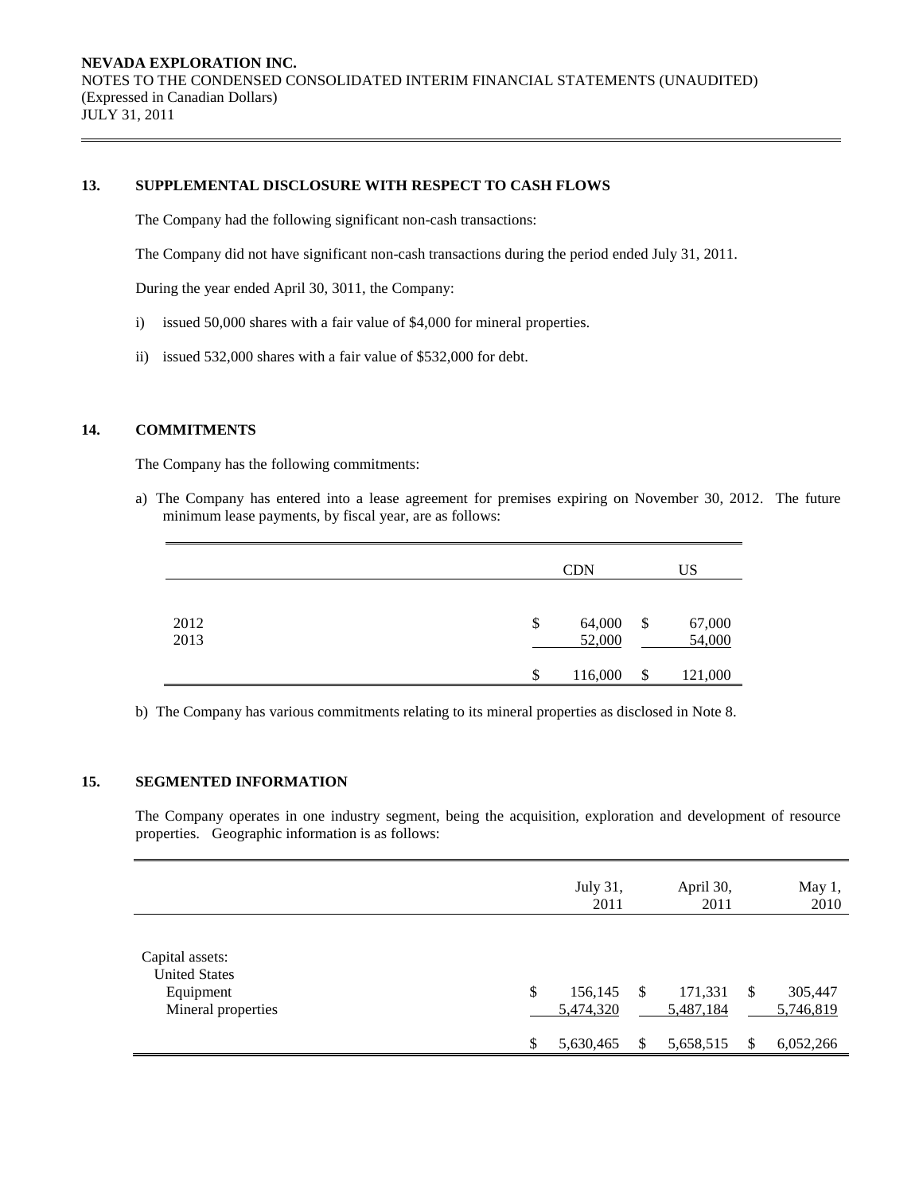### 13. SUPPLEMENTAL DISCLOSURE WITH RESPECT TO CASH FLOWS

The Company had the following significant non-cash transactions:

The Company did not have significant non-cash transactions during the period ended July 31, 2011.

During the year ended April 30, 3011, the Company:

i) issued 50,000 shares with a fair value of $4,000 for mineral properties.

ii) issued 532,000 shares with a fair value of $532,000 for debt.

### 14. COMMITMENTS

The Company has the following commitments:

a) The Company has entered into a lease agreement for premises expiring on November 30, 2012. The future minimum lease payments, by fiscal year, are as follows:

| | CDN | US |
|---|---|---|
| 2012 | $ 64,000 | $ 67,000 |
| 2013 | 52,000 | 54,000 |
| | $ 116,000 | $ 121,000 |

b) The Company has various commitments relating to its mineral properties as disclosed in Note 8.

### 15. SEGMENTED INFORMATION

The Company operates in one industry segment, being the acquisition, exploration and development of resource properties. Geographic information is as follows:

| | July 31, 2011 | April 30, 2011 | May 1, 2010 |
|---|---|---|---|
| Capital assets: | | | |
| United States | | | |
| Equipment | $ 156,145 | $ 171,331 | $ 305,447 |
| Mineral properties | 5,474,320 | 5,487,184 | 5,746,819 |
| | $ 5,630,465 | $ 5,658,515 | $ 6,052,266 |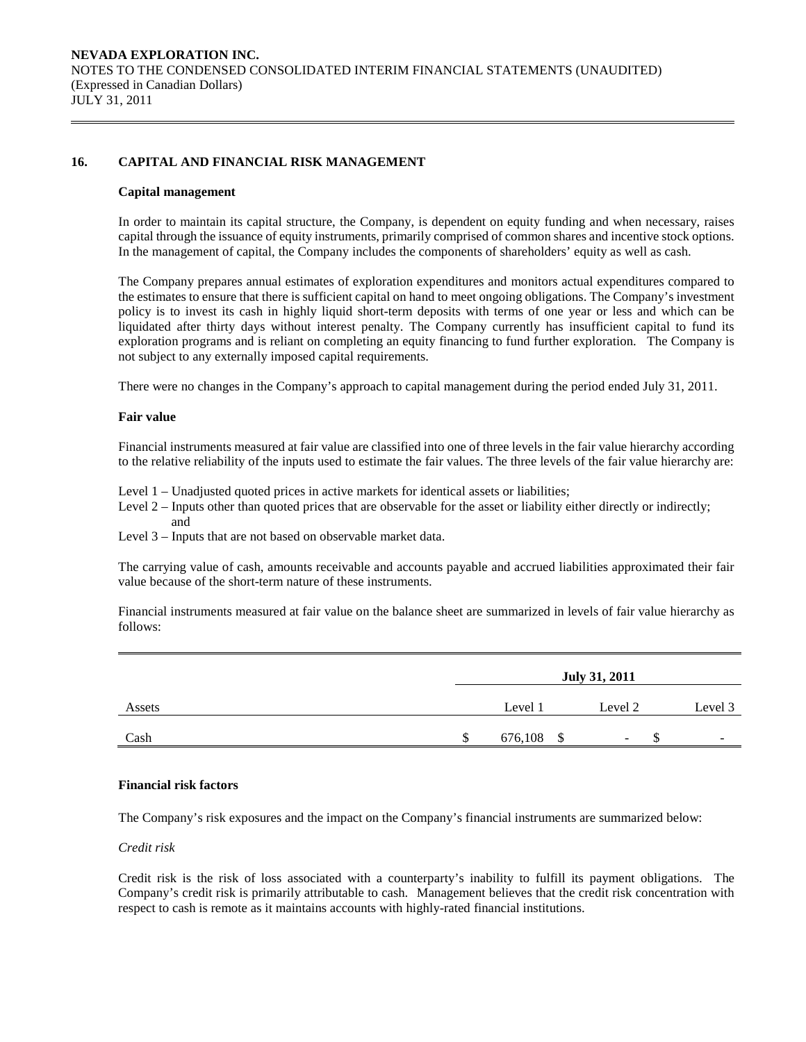## 16. CAPITAL AND FINANCIAL RISK MANAGEMENT

### Capital management

In order to maintain its capital structure, the Company, is dependent on equity funding and when necessary, raises capital through the issuance of equity instruments, primarily comprised of common shares and incentive stock options. In the management of capital, the Company includes the components of shareholders' equity as well as cash.

The Company prepares annual estimates of exploration expenditures and monitors actual expenditures compared to the estimates to ensure that there is sufficient capital on hand to meet ongoing obligations. The Company's investment policy is to invest its cash in highly liquid short-term deposits with terms of one year or less and which can be liquidated after thirty days without interest penalty. The Company currently has insufficient capital to fund its exploration programs and is reliant on completing an equity financing to fund further exploration. The Company is not subject to any externally imposed capital requirements.

There were no changes in the Company's approach to capital management during the period ended July 31, 2011.

### Fair value

Financial instruments measured at fair value are classified into one of three levels in the fair value hierarchy according to the relative reliability of the inputs used to estimate the fair values. The three levels of the fair value hierarchy are:

- Level 1 – Unadjusted quoted prices in active markets for identical assets or liabilities;
- Level 2 – Inputs other than quoted prices that are observable for the asset or liability either directly or indirectly; and
- Level 3 – Inputs that are not based on observable market data.

The carrying value of cash, amounts receivable and accounts payable and accrued liabilities approximated their fair value because of the short-term nature of these instruments.

Financial instruments measured at fair value on the balance sheet are summarized in levels of fair value hierarchy as follows:

| | July 31, 2011 | | |
|---|---|---|---|
| Assets | Level 1 | Level 2 | Level 3 |
| Cash | $ 676,108 | $ - | $ - |

### Financial risk factors

The Company's risk exposures and the impact on the Company's financial instruments are summarized below:

*Credit risk*

Credit risk is the risk of loss associated with a counterparty's inability to fulfill its payment obligations. The Company's credit risk is primarily attributable to cash. Management believes that the credit risk concentration with respect to cash is remote as it maintains accounts with highly-rated financial institutions.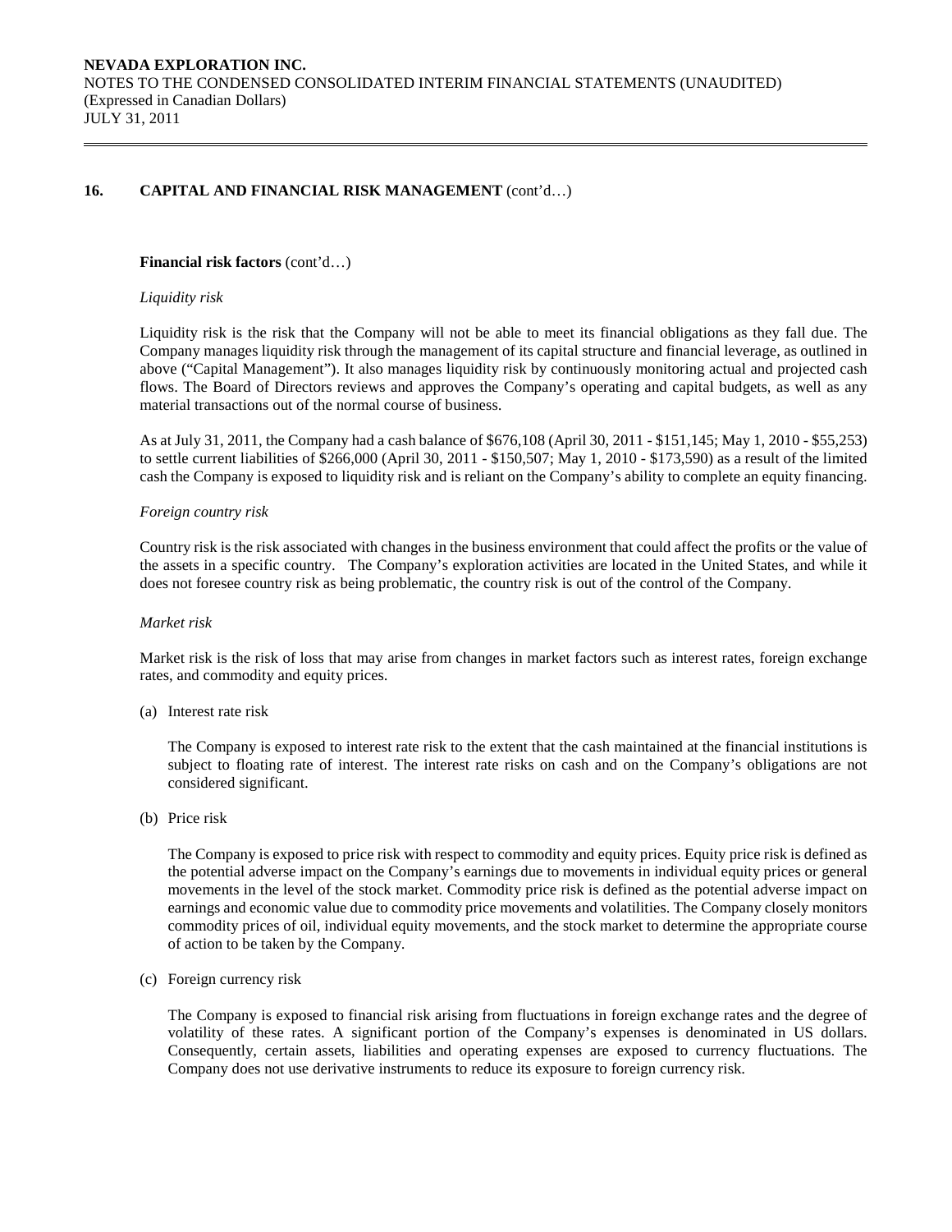## 16. CAPITAL AND FINANCIAL RISK MANAGEMENT (cont'd…)

**Financial risk factors** (cont'd…)

*Liquidity risk*

Liquidity risk is the risk that the Company will not be able to meet its financial obligations as they fall due. The Company manages liquidity risk through the management of its capital structure and financial leverage, as outlined in above ("Capital Management"). It also manages liquidity risk by continuously monitoring actual and projected cash flows. The Board of Directors reviews and approves the Company's operating and capital budgets, as well as any material transactions out of the normal course of business.

As at July 31, 2011, the Company had a cash balance of $676,108 (April 30, 2011 - $151,145; May 1, 2010 - $55,253) to settle current liabilities of $266,000 (April 30, 2011 - $150,507; May 1, 2010 - $173,590) as a result of the limited cash the Company is exposed to liquidity risk and is reliant on the Company's ability to complete an equity financing.

*Foreign country risk*

Country risk is the risk associated with changes in the business environment that could affect the profits or the value of the assets in a specific country. The Company's exploration activities are located in the United States, and while it does not foresee country risk as being problematic, the country risk is out of the control of the Company.

*Market risk*

Market risk is the risk of loss that may arise from changes in market factors such as interest rates, foreign exchange rates, and commodity and equity prices.

(a) Interest rate risk

The Company is exposed to interest rate risk to the extent that the cash maintained at the financial institutions is subject to floating rate of interest. The interest rate risks on cash and on the Company's obligations are not considered significant.

(b) Price risk

The Company is exposed to price risk with respect to commodity and equity prices. Equity price risk is defined as the potential adverse impact on the Company's earnings due to movements in individual equity prices or general movements in the level of the stock market. Commodity price risk is defined as the potential adverse impact on earnings and economic value due to commodity price movements and volatilities. The Company closely monitors commodity prices of oil, individual equity movements, and the stock market to determine the appropriate course of action to be taken by the Company.

(c) Foreign currency risk

The Company is exposed to financial risk arising from fluctuations in foreign exchange rates and the degree of volatility of these rates. A significant portion of the Company's expenses is denominated in US dollars. Consequently, certain assets, liabilities and operating expenses are exposed to currency fluctuations. The Company does not use derivative instruments to reduce its exposure to foreign currency risk.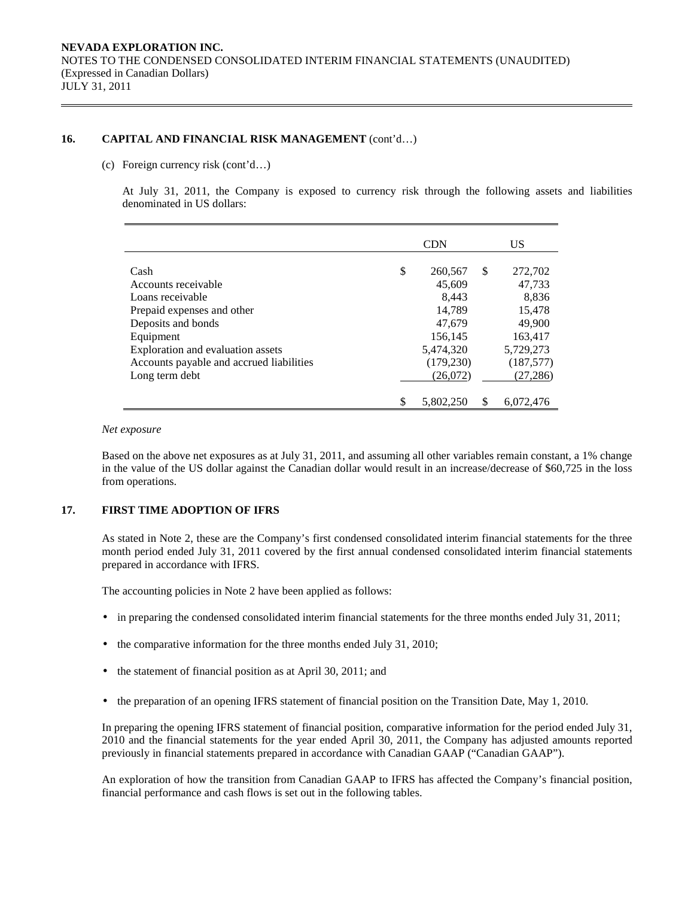## 16. CAPITAL AND FINANCIAL RISK MANAGEMENT (cont'd…)

(c) Foreign currency risk (cont'd…)

At July 31, 2011, the Company is exposed to currency risk through the following assets and liabilities denominated in US dollars:

| | CDN | US |
|---|---|---|
| Cash | $ 260,567 | $ 272,702 |
| Accounts receivable | 45,609 | 47,733 |
| Loans receivable | 8,443 | 8,836 |
| Prepaid expenses and other | 14,789 | 15,478 |
| Deposits and bonds | 47,679 | 49,900 |
| Equipment | 156,145 | 163,417 |
| Exploration and evaluation assets | 5,474,320 | 5,729,273 |
| Accounts payable and accrued liabilities | (179,230) | (187,577) |
| Long term debt | (26,072) | (27,286) |
| | $ 5,802,250 | $ 6,072,476 |

*Net exposure*

Based on the above net exposures as at July 31, 2011, and assuming all other variables remain constant, a 1% change in the value of the US dollar against the Canadian dollar would result in an increase/decrease of $60,725 in the loss from operations.

## 17. FIRST TIME ADOPTION OF IFRS

As stated in Note 2, these are the Company's first condensed consolidated interim financial statements for the three month period ended July 31, 2011 covered by the first annual condensed consolidated interim financial statements prepared in accordance with IFRS.

The accounting policies in Note 2 have been applied as follows:

- in preparing the condensed consolidated interim financial statements for the three months ended July 31, 2011;
- the comparative information for the three months ended July 31, 2010;
- the statement of financial position as at April 30, 2011; and
- the preparation of an opening IFRS statement of financial position on the Transition Date, May 1, 2010.

In preparing the opening IFRS statement of financial position, comparative information for the period ended July 31, 2010 and the financial statements for the year ended April 30, 2011, the Company has adjusted amounts reported previously in financial statements prepared in accordance with Canadian GAAP ("Canadian GAAP").

An exploration of how the transition from Canadian GAAP to IFRS has affected the Company's financial position, financial performance and cash flows is set out in the following tables.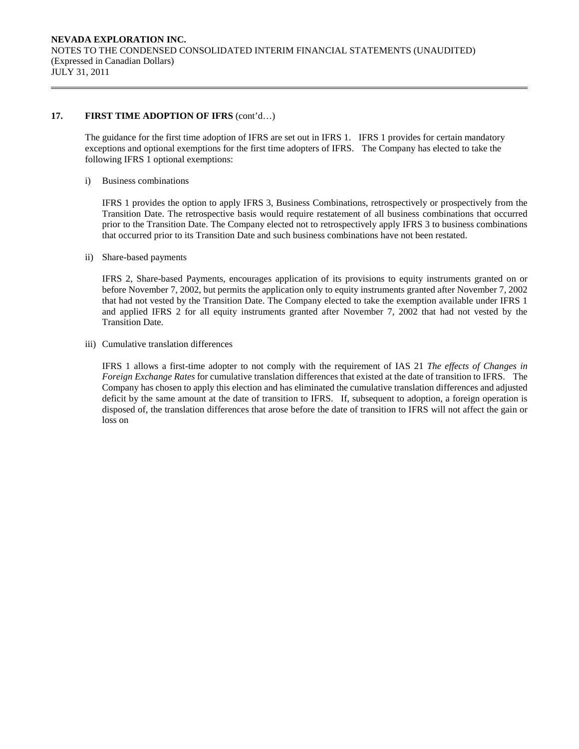## 17. FIRST TIME ADOPTION OF IFRS (cont'd…)

The guidance for the first time adoption of IFRS are set out in IFRS 1. IFRS 1 provides for certain mandatory exceptions and optional exemptions for the first time adopters of IFRS. The Company has elected to take the following IFRS 1 optional exemptions:

i) Business combinations

IFRS 1 provides the option to apply IFRS 3, Business Combinations, retrospectively or prospectively from the Transition Date. The retrospective basis would require restatement of all business combinations that occurred prior to the Transition Date. The Company elected not to retrospectively apply IFRS 3 to business combinations that occurred prior to its Transition Date and such business combinations have not been restated.

ii) Share-based payments

IFRS 2, Share-based Payments, encourages application of its provisions to equity instruments granted on or before November 7, 2002, but permits the application only to equity instruments granted after November 7, 2002 that had not vested by the Transition Date. The Company elected to take the exemption available under IFRS 1 and applied IFRS 2 for all equity instruments granted after November 7, 2002 that had not vested by the Transition Date.

iii) Cumulative translation differences

IFRS 1 allows a first-time adopter to not comply with the requirement of IAS 21 *The effects of Changes in Foreign Exchange Rates* for cumulative translation differences that existed at the date of transition to IFRS. The Company has chosen to apply this election and has eliminated the cumulative translation differences and adjusted deficit by the same amount at the date of transition to IFRS. If, subsequent to adoption, a foreign operation is disposed of, the translation differences that arose before the date of transition to IFRS will not affect the gain or loss on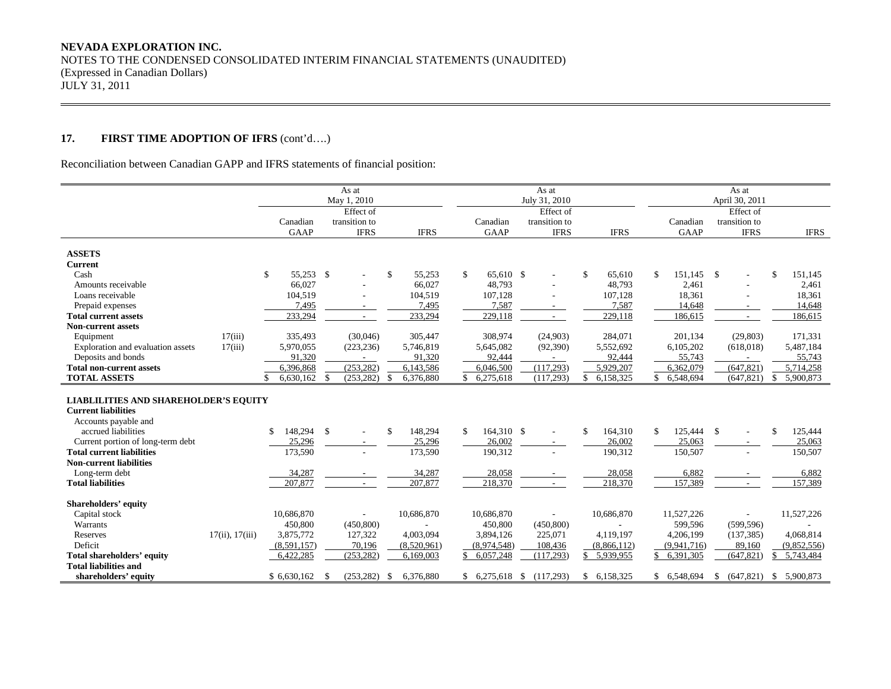**NEVADA EXPLORATION INC.**
NOTES TO THE CONDENSED CONSOLIDATED INTERIM FINANCIAL STATEMENTS (UNAUDITED)
(Expressed in Canadian Dollars)
JULY 31, 2011

## 17. FIRST TIME ADOPTION OF IFRS (cont'd….)

Reconciliation between Canadian GAPP and IFRS statements of financial position:

| | | As at May 1, 2010 | | | As at July 31, 2010 | | | As at April 30, 2011 | | |
|---|---|---|---|---|---|---|---|---|---|---|
| | | Canadian GAAP | Effect of transition to IFRS | IFRS | Canadian GAAP | Effect of transition to IFRS | IFRS | Canadian GAAP | Effect of transition to IFRS | IFRS |
| **ASSETS** | | | | | | | | | | |
| **Current** | | | | | | | | | | |
| Cash | | $ 55,253 | $ - | $ 55,253 | $ 65,610 | $ - | $ 65,610 | $ 151,145 | $ - | $ 151,145 |
| Amounts receivable | | 66,027 | - | 66,027 | 48,793 | - | 48,793 | 2,461 | - | 2,461 |
| Loans receivable | | 104,519 | - | 104,519 | 107,128 | - | 107,128 | 18,361 | - | 18,361 |
| Prepaid expenses | | 7,495 | - | 7,495 | 7,587 | - | 7,587 | 14,648 | - | 14,648 |
| **Total current assets** | | 233,294 | - | 233,294 | 229,118 | - | 229,118 | 186,615 | - | 186,615 |
| **Non-current assets** | | | | | | | | | | |
| Equipment | 17(iii) | 335,493 | (30,046) | 305,447 | 308,974 | (24,903) | 284,071 | 201,134 | (29,803) | 171,331 |
| Exploration and evaluation assets | 17(iii) | 5,970,055 | (223,236) | 5,746,819 | 5,645,082 | (92,390) | 5,552,692 | 6,105,202 | (618,018) | 5,487,184 |
| Deposits and bonds | | 91,320 | - | 91,320 | 92,444 | - | 92,444 | 55,743 | - | 55,743 |
| **Total non-current assets** | | 6,396,868 | (253,282) | 6,143,586 | 6,046,500 | (117,293) | 5,929,207 | 6,362,079 | (647,821) | 5,714,258 |
| **TOTAL ASSETS** | | $ 6,630,162 | $ (253,282) | $ 6,376,880 | $ 6,275,618 | (117,293) | $ 6,158,325 | $ 6,548,694 | (647,821) | $ 5,900,873 |
| **LIABLILITIES AND SHAREHOLDER'S EQUITY** | | | | | | | | | | |
| **Current liabilities** | | | | | | | | | | |
| Accounts payable and accrued liabilities | | $ 148,294 | $ - | $ 148,294 | $ 164,310 | $ - | $ 164,310 | $ 125,444 | $ - | $ 125,444 |
| Current portion of long-term debt | | 25,296 | - | 25,296 | 26,002 | - | 26,002 | 25,063 | - | 25,063 |
| **Total current liabilities** | | 173,590 | - | 173,590 | 190,312 | - | 190,312 | 150,507 | - | 150,507 |
| **Non-current liabilities** | | | | | | | | | | |
| Long-term debt | | 34,287 | - | 34,287 | 28,058 | - | 28,058 | 6,882 | - | 6,882 |
| **Total liabilities** | | 207,877 | - | 207,877 | 218,370 | - | 218,370 | 157,389 | - | 157,389 |
| **Shareholders' equity** | | | | | | | | | | |
| Capital stock | | 10,686,870 | - | 10,686,870 | 10,686,870 | - | 10,686,870 | 11,527,226 | - | 11,527,226 |
| Warrants | | 450,800 | (450,800) | - | 450,800 | (450,800) | - | 599,596 | (599,596) | - |
| Reserves | 17(ii), 17(iii) | 3,875,772 | 127,322 | 4,003,094 | 3,894,126 | 225,071 | 4,119,197 | 4,206,199 | (137,385) | 4,068,814 |
| Deficit | | (8,591,157) | 70,196 | (8,520,961) | (8,974,548) | 108,436 | (8,866,112) | (9,941,716) | 89,160 | (9,852,556) |
| **Total shareholders' equity** | | 6,422,285 | (253,282) | 6,169,003 | $ 6,057,248 | (117,293) | $ 5,939,955 | $ 6,391,305 | (647,821) | $ 5,743,484 |
| **Total liabilities and shareholders' equity** | | $ 6,630,162 | $ (253,282) | $ 6,376,880 | $ 6,275,618 | $ (117,293) | $ 6,158,325 | $ 6,548,694 | $ (647,821) | $ 5,900,873 |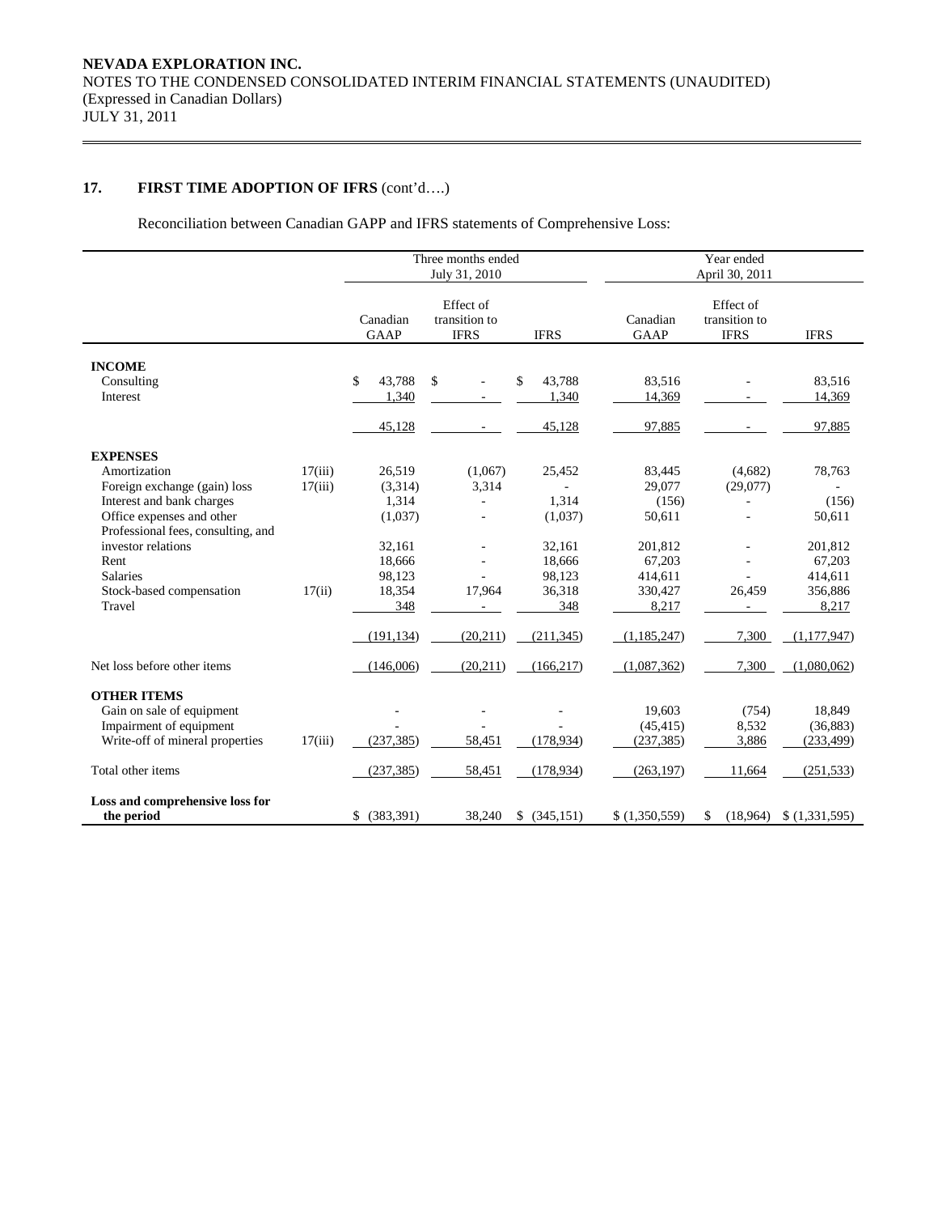## 17. FIRST TIME ADOPTION OF IFRS (cont'd….)

Reconciliation between Canadian GAPP and IFRS statements of Comprehensive Loss:

| | | Three months ended July 31, 2010 | | | Year ended April 30, 2011 | | |
|---|---|---|---|---|---|---|---|
| | | Canadian GAAP | Effect of transition to IFRS | IFRS | Canadian GAAP | Effect of transition to IFRS | IFRS |
| **INCOME** | | | | | | | |
| Consulting | | $ 43,788 | $ - | $ 43,788 | 83,516 | - | 83,516 |
| Interest | | 1,340 | - | 1,340 | 14,369 | - | 14,369 |
| | | 45,128 | - | 45,128 | 97,885 | - | 97,885 |
| **EXPENSES** | | | | | | | |
| Amortization | 17(iii) | 26,519 | (1,067) | 25,452 | 83,445 | (4,682) | 78,763 |
| Foreign exchange (gain) loss | 17(iii) | (3,314) | 3,314 | - | 29,077 | (29,077) | - |
| Interest and bank charges | | 1,314 | - | 1,314 | (156) | - | (156) |
| Office expenses and other | | (1,037) | - | (1,037) | 50,611 | - | 50,611 |
| Professional fees, consulting, and investor relations | | 32,161 | - | 32,161 | 201,812 | - | 201,812 |
| Rent | | 18,666 | - | 18,666 | 67,203 | - | 67,203 |
| Salaries | | 98,123 | - | 98,123 | 414,611 | - | 414,611 |
| Stock-based compensation | 17(ii) | 18,354 | 17,964 | 36,318 | 330,427 | 26,459 | 356,886 |
| Travel | | 348 | - | 348 | 8,217 | - | 8,217 |
| | | (191,134) | (20,211) | (211,345) | (1,185,247) | 7,300 | (1,177,947) |
| Net loss before other items | | (146,006) | (20,211) | (166,217) | (1,087,362) | 7,300 | (1,080,062) |
| **OTHER ITEMS** | | | | | | | |
| Gain on sale of equipment | | - | - | - | 19,603 | (754) | 18,849 |
| Impairment of equipment | | - | - | - | (45,415) | 8,532 | (36,883) |
| Write-off of mineral properties | 17(iii) | (237,385) | 58,451 | (178,934) | (237,385) | 3,886 | (233,499) |
| Total other items | | (237,385) | 58,451 | (178,934) | (263,197) | 11,664 | (251,533) |
| **Loss and comprehensive loss for the period** | | $ (383,391) | 38,240 | $ (345,151) | $ (1,350,559) | $ (18,964) | $ (1,331,595) |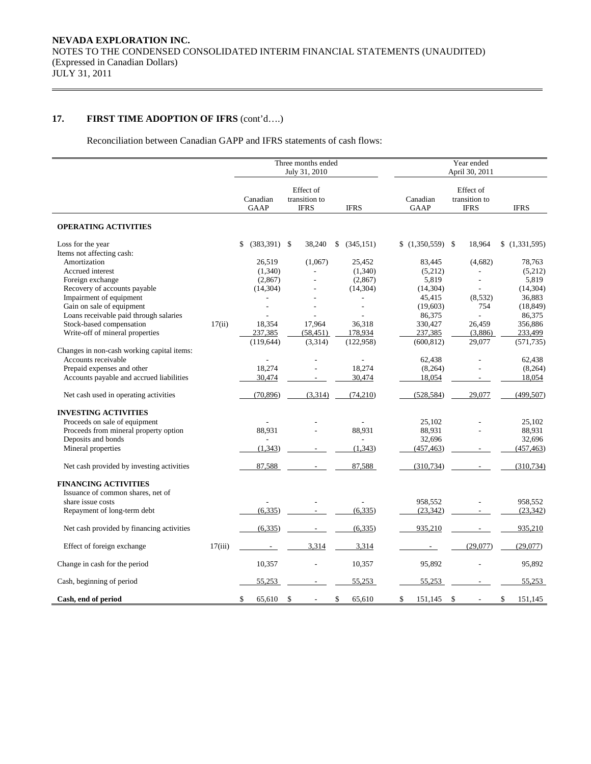**NEVADA EXPLORATION INC.**
NOTES TO THE CONDENSED CONSOLIDATED INTERIM FINANCIAL STATEMENTS (UNAUDITED)
(Expressed in Canadian Dollars)
JULY 31, 2011

## 17. FIRST TIME ADOPTION OF IFRS (cont'd….)

Reconciliation between Canadian GAPP and IFRS statements of cash flows:

| | | Three months ended July 31, 2010 | | | Year ended April 30, 2011 | | |
|---|---|---|---|---|---|---|---|
| | | Canadian GAAP | Effect of transition to IFRS | IFRS | Canadian GAAP | Effect of transition to IFRS | IFRS |
| **OPERATING ACTIVITIES** | | | | | | | |
| Loss for the year | | $ (383,391) | $ 38,240 | $ (345,151) | $ (1,350,559) | $ 18,964 | $ (1,331,595) |
| Items not affecting cash: | | | | | | | |
| Amortization | | 26,519 | (1,067) | 25,452 | 83,445 | (4,682) | 78,763 |
| Accrued interest | | (1,340) | - | (1,340) | (5,212) | - | (5,212) |
| Foreign exchange | | (2,867) | - | (2,867) | 5,819 | - | 5,819 |
| Recovery of accounts payable | | (14,304) | - | (14,304) | (14,304) | - | (14,304) |
| Impairment of equipment | | - | - | - | 45,415 | (8,532) | 36,883 |
| Gain on sale of equipment | | - | - | - | (19,603) | 754 | (18,849) |
| Loans receivable paid through salaries | | - | - | - | 86,375 | - | 86,375 |
| Stock-based compensation | 17(ii) | 18,354 | 17,964 | 36,318 | 330,427 | 26,459 | 356,886 |
| Write-off of mineral properties | | 237,385 | (58,451) | 178,934 | 237,385 | (3,886) | 233,499 |
| | | (119,644) | (3,314) | (122,958) | (600,812) | 29,077 | (571,735) |
| Changes in non-cash working capital items: | | | | | | | |
| Accounts receivable | | - | - | - | 62,438 | - | 62,438 |
| Prepaid expenses and other | | 18,274 | - | 18,274 | (8,264) | - | (8,264) |
| Accounts payable and accrued liabilities | | 30,474 | - | 30,474 | 18,054 | - | 18,054 |
| Net cash used in operating activities | | (70,896) | (3,314) | (74,210) | (528,584) | 29,077 | (499,507) |
| **INVESTING ACTIVITIES** | | | | | | | |
| Proceeds on sale of equipment | | - | - | - | 25,102 | - | 25,102 |
| Proceeds from mineral property option | | 88,931 | - | 88,931 | 88,931 | - | 88,931 |
| Deposits and bonds | | - | | - | 32,696 | - | 32,696 |
| Mineral properties | | (1,343) | - | (1,343) | (457,463) | - | (457,463) |
| Net cash provided by investing activities | | 87,588 | - | 87,588 | (310,734) | - | (310,734) |
| **FINANCING ACTIVITIES** | | | | | | | |
| Issuance of common shares, net of share issue costs | | - | - | - | 958,552 | - | 958,552 |
| Repayment of long-term debt | | (6,335) | - | (6,335) | (23,342) | - | (23,342) |
| Net cash provided by financing activities | | (6,335) | - | (6,335) | 935,210 | - | 935,210 |
| Effect of foreign exchange | 17(iii) | - | 3,314 | 3,314 | - | (29,077) | (29,077) |
| Change in cash for the period | | 10,357 | - | 10,357 | 95,892 | - | 95,892 |
| Cash, beginning of period | | 55,253 | - | 55,253 | 55,253 | - | 55,253 |
| **Cash, end of period** | | $ 65,610 | $ - | $ 65,610 | $ 151,145 | $ - | $ 151,145 |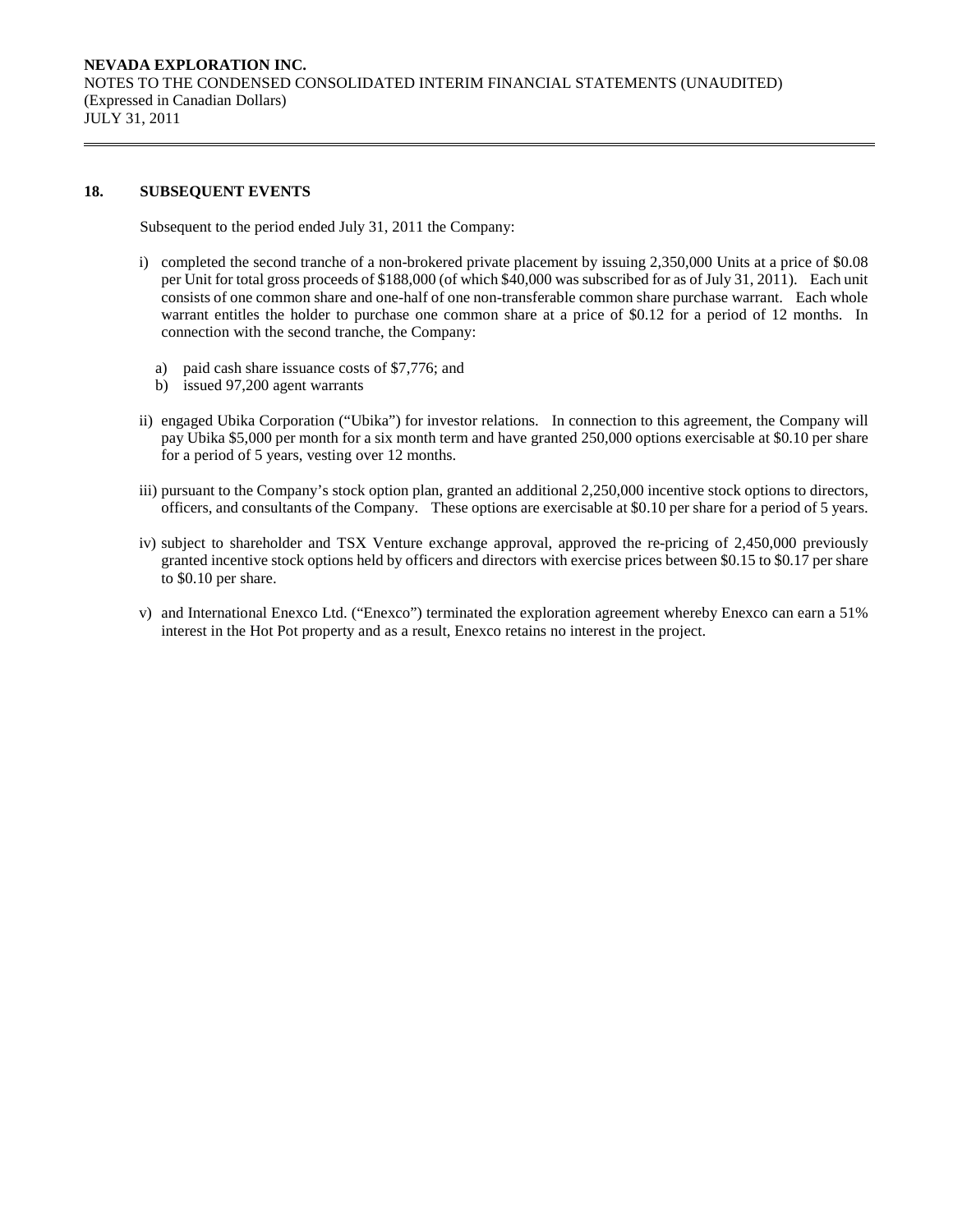## 18. SUBSEQUENT EVENTS

Subsequent to the period ended July 31, 2011 the Company:

i) completed the second tranche of a non-brokered private placement by issuing 2,350,000 Units at a price of $0.08 per Unit for total gross proceeds of $188,000 (of which $40,000 was subscribed for as of July 31, 2011). Each unit consists of one common share and one-half of one non-transferable common share purchase warrant. Each whole warrant entitles the holder to purchase one common share at a price of $0.12 for a period of 12 months. In connection with the second tranche, the Company:

   a) paid cash share issuance costs of $7,776; and
   b) issued 97,200 agent warrants

ii) engaged Ubika Corporation ("Ubika") for investor relations. In connection to this agreement, the Company will pay Ubika $5,000 per month for a six month term and have granted 250,000 options exercisable at $0.10 per share for a period of 5 years, vesting over 12 months.

iii) pursuant to the Company's stock option plan, granted an additional 2,250,000 incentive stock options to directors, officers, and consultants of the Company. These options are exercisable at $0.10 per share for a period of 5 years.

iv) subject to shareholder and TSX Venture exchange approval, approved the re-pricing of 2,450,000 previously granted incentive stock options held by officers and directors with exercise prices between $0.15 to $0.17 per share to $0.10 per share.

v) and International Enexco Ltd. ("Enexco") terminated the exploration agreement whereby Enexco can earn a 51% interest in the Hot Pot property and as a result, Enexco retains no interest in the project.